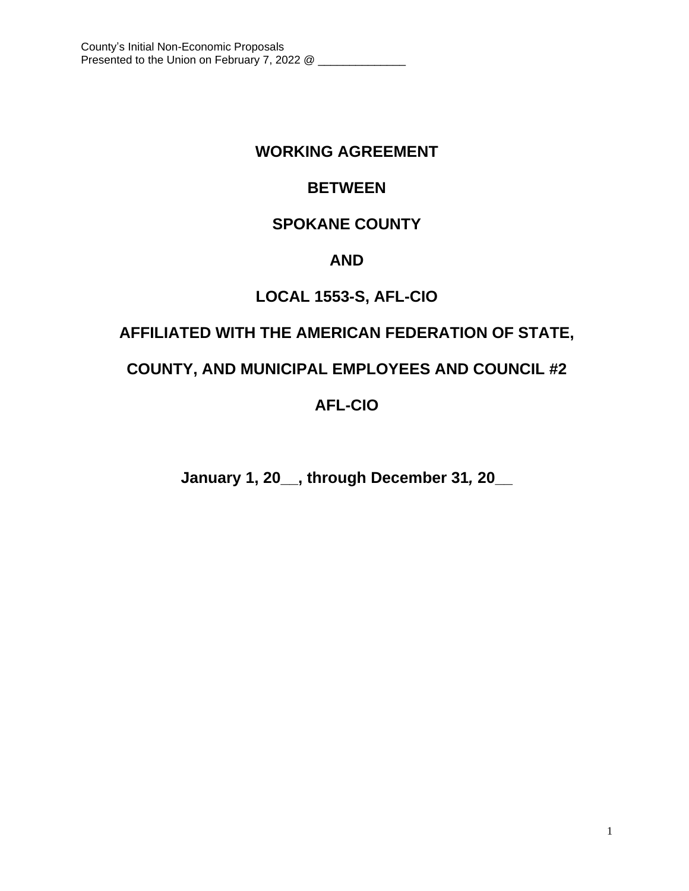County's Initial Non-Economic Proposals
Presented to the Union on February 7, 2022 @ ______________

# WORKING AGREEMENT

# BETWEEN

# SPOKANE COUNTY

# AND

# LOCAL 1553-S, AFL-CIO

# AFFILIATED WITH THE AMERICAN FEDERATION OF STATE, COUNTY, AND MUNICIPAL EMPLOYEES AND COUNCIL #2

# AFL-CIO

**January 1, 20__, through December 31, 20__**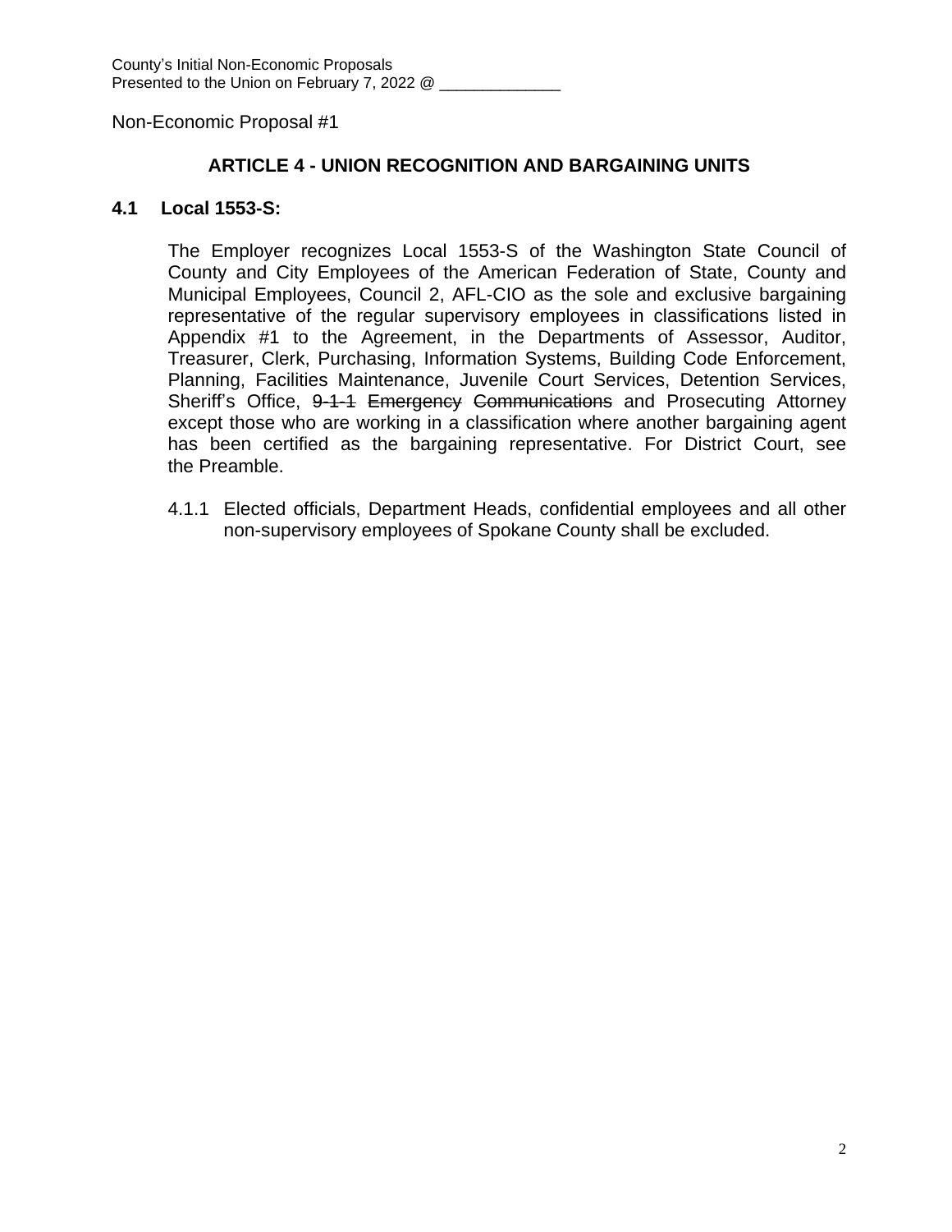County's Initial Non-Economic Proposals
Presented to the Union on February 7, 2022 @ ______________

Non-Economic Proposal #1

## ARTICLE 4 - UNION RECOGNITION AND BARGAINING UNITS

### 4.1 Local 1553-S:

The Employer recognizes Local 1553-S of the Washington State Council of County and City Employees of the American Federation of State, County and Municipal Employees, Council 2, AFL-CIO as the sole and exclusive bargaining representative of the regular supervisory employees in classifications listed in Appendix #1 to the Agreement, in the Departments of Assessor, Auditor, Treasurer, Clerk, Purchasing, Information Systems, Building Code Enforcement, Planning, Facilities Maintenance, Juvenile Court Services, Detention Services, Sheriff's Office, ~~9-1-1 Emergency Communications~~ and Prosecuting Attorney except those who are working in a classification where another bargaining agent has been certified as the bargaining representative. For District Court, see the Preamble.

4.1.1 Elected officials, Department Heads, confidential employees and all other non-supervisory employees of Spokane County shall be excluded.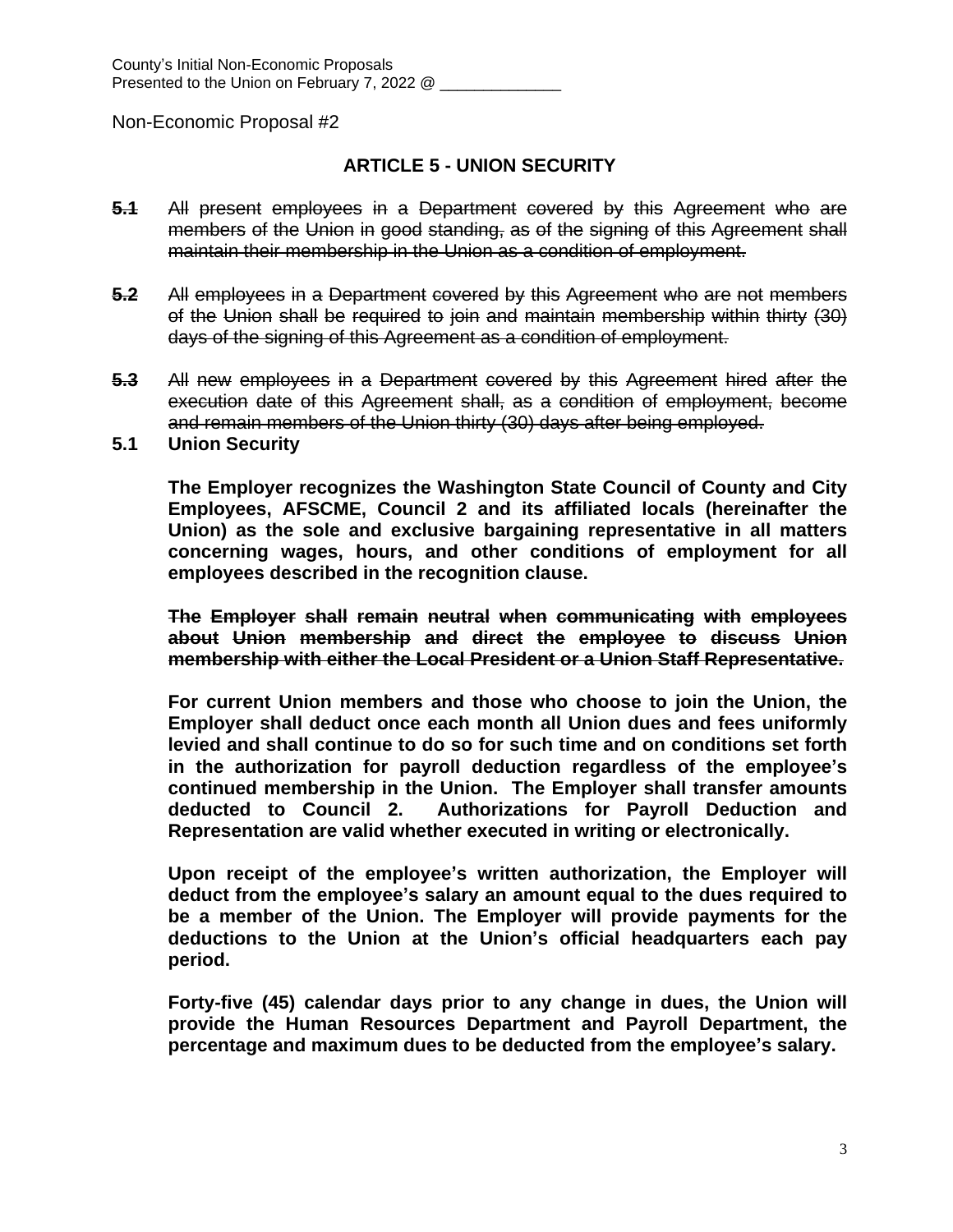County's Initial Non-Economic Proposals
Presented to the Union on February 7, 2022 @ ______________

Non-Economic Proposal #2

## ARTICLE 5 - UNION SECURITY

~~**5.1** All present employees in a Department covered by this Agreement who are members of the Union in good standing, as of the signing of this Agreement shall maintain their membership in the Union as a condition of employment.~~

~~**5.2** All employees in a Department covered by this Agreement who are not members of the Union shall be required to join and maintain membership within thirty (30) days of the signing of this Agreement as a condition of employment.~~

~~**5.3** All new employees in a Department covered by this Agreement hired after the execution date of this Agreement shall, as a condition of employment, become and remain members of the Union thirty (30) days after being employed.~~

**5.1 Union Security**

**The Employer recognizes the Washington State Council of County and City Employees, AFSCME, Council 2 and its affiliated locals (hereinafter the Union) as the sole and exclusive bargaining representative in all matters concerning wages, hours, and other conditions of employment for all employees described in the recognition clause.**

~~**The Employer shall remain neutral when communicating with employees about Union membership and direct the employee to discuss Union membership with either the Local President or a Union Staff Representative.**~~

**For current Union members and those who choose to join the Union, the Employer shall deduct once each month all Union dues and fees uniformly levied and shall continue to do so for such time and on conditions set forth in the authorization for payroll deduction regardless of the employee's continued membership in the Union. The Employer shall transfer amounts deducted to Council 2. Authorizations for Payroll Deduction and Representation are valid whether executed in writing or electronically.**

**Upon receipt of the employee's written authorization, the Employer will deduct from the employee's salary an amount equal to the dues required to be a member of the Union. The Employer will provide payments for the deductions to the Union at the Union's official headquarters each pay period.**

**Forty-five (45) calendar days prior to any change in dues, the Union will provide the Human Resources Department and Payroll Department, the percentage and maximum dues to be deducted from the employee's salary.**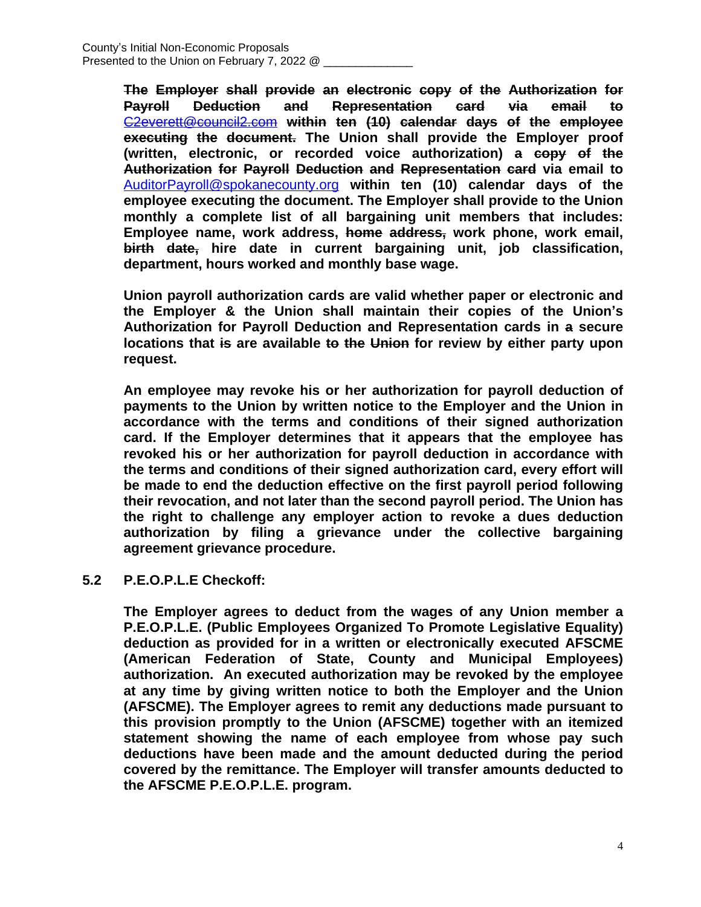**~~The Employer shall provide an electronic copy of the Authorization for Payroll Deduction and Representation card via email to~~ ~~C2everett@council2.com~~ ~~within ten (10) calendar days of the employee executing the document.~~ The Union shall provide the Employer proof (written, electronic, or recorded voice authorization) ~~a copy of the Authorization for Payroll Deduction and Representation card~~ via email to AuditorPayroll@spokanecounty.org within ten (10) calendar days of the employee executing the document. The Employer shall provide to the Union monthly a complete list of all bargaining unit members that includes: Employee name, work address, ~~home address,~~ work phone, work email, ~~birth date,~~ hire date in current bargaining unit, job classification, department, hours worked and monthly base wage.**

**Union payroll authorization cards are valid whether paper or electronic and the Employer & the Union shall maintain their copies of the Union's Authorization for Payroll Deduction and Representation cards in ~~a~~ secure locations that ~~is~~ are available ~~to the Union~~ for review by either party upon request.**

**An employee may revoke his or her authorization for payroll deduction of payments to the Union by written notice to the Employer and the Union in accordance with the terms and conditions of their signed authorization card. If the Employer determines that it appears that the employee has revoked his or her authorization for payroll deduction in accordance with the terms and conditions of their signed authorization card, every effort will be made to end the deduction effective on the first payroll period following their revocation, and not later than the second payroll period. The Union has the right to challenge any employer action to revoke a dues deduction authorization by filing a grievance under the collective bargaining agreement grievance procedure.**

**5.2 P.E.O.P.L.E Checkoff:**

**The Employer agrees to deduct from the wages of any Union member a P.E.O.P.L.E. (Public Employees Organized To Promote Legislative Equality) deduction as provided for in a written or electronically executed AFSCME (American Federation of State, County and Municipal Employees) authorization. An executed authorization may be revoked by the employee at any time by giving written notice to both the Employer and the Union (AFSCME). The Employer agrees to remit any deductions made pursuant to this provision promptly to the Union (AFSCME) together with an itemized statement showing the name of each employee from whose pay such deductions have been made and the amount deducted during the period covered by the remittance. The Employer will transfer amounts deducted to the AFSCME P.E.O.P.L.E. program.**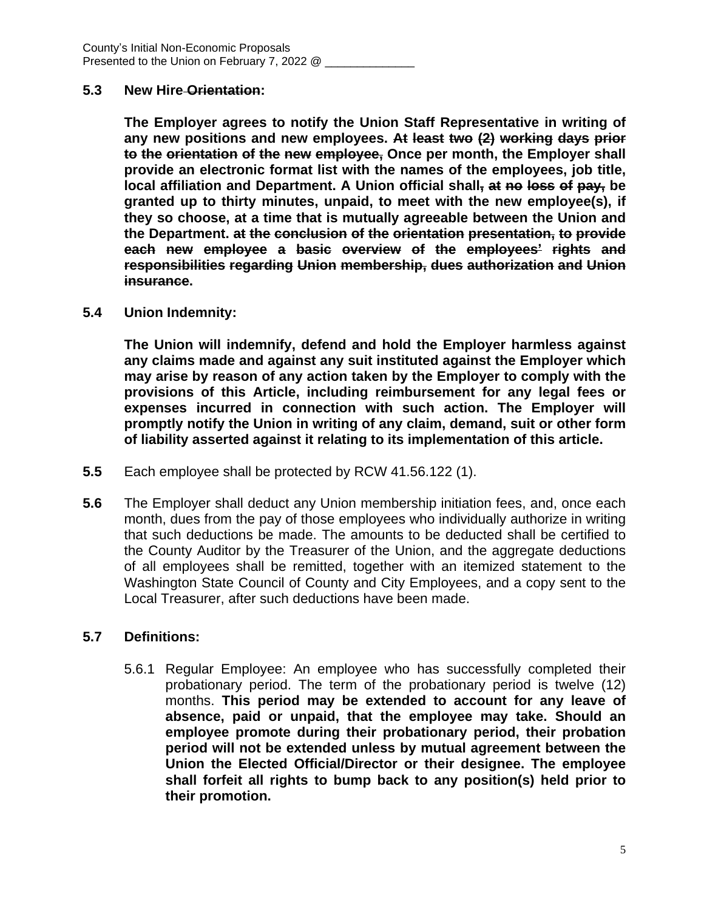**5.3 New Hire ~~Orientation~~:**

**The Employer agrees to notify the Union Staff Representative in writing of any new positions and new employees. ~~At least two (2) working days prior to the orientation of the new employee,~~ Once per month, the Employer shall provide an electronic format list with the names of the employees, job title, local affiliation and Department. A Union official shall~~, at no loss of pay,~~ be granted up to thirty minutes, unpaid, to meet with the new employee(s), if they so choose, at a time that is mutually agreeable between the Union and the Department. ~~at the conclusion of the orientation presentation, to provide each new employee a basic overview of the employees' rights and responsibilities regarding Union membership, dues authorization and Union insurance~~.**

**5.4 Union Indemnity:**

**The Union will indemnify, defend and hold the Employer harmless against any claims made and against any suit instituted against the Employer which may arise by reason of any action taken by the Employer to comply with the provisions of this Article, including reimbursement for any legal fees or expenses incurred in connection with such action. The Employer will promptly notify the Union in writing of any claim, demand, suit or other form of liability asserted against it relating to its implementation of this article.**

**5.5** Each employee shall be protected by RCW 41.56.122 (1).

**5.6** The Employer shall deduct any Union membership initiation fees, and, once each month, dues from the pay of those employees who individually authorize in writing that such deductions be made. The amounts to be deducted shall be certified to the County Auditor by the Treasurer of the Union, and the aggregate deductions of all employees shall be remitted, together with an itemized statement to the Washington State Council of County and City Employees, and a copy sent to the Local Treasurer, after such deductions have been made.

**5.7 Definitions:**

5.6.1 Regular Employee: An employee who has successfully completed their probationary period. The term of the probationary period is twelve (12) months. **This period may be extended to account for any leave of absence, paid or unpaid, that the employee may take. Should an employee promote during their probationary period, their probation period will not be extended unless by mutual agreement between the Union the Elected Official/Director or their designee. The employee shall forfeit all rights to bump back to any position(s) held prior to their promotion.**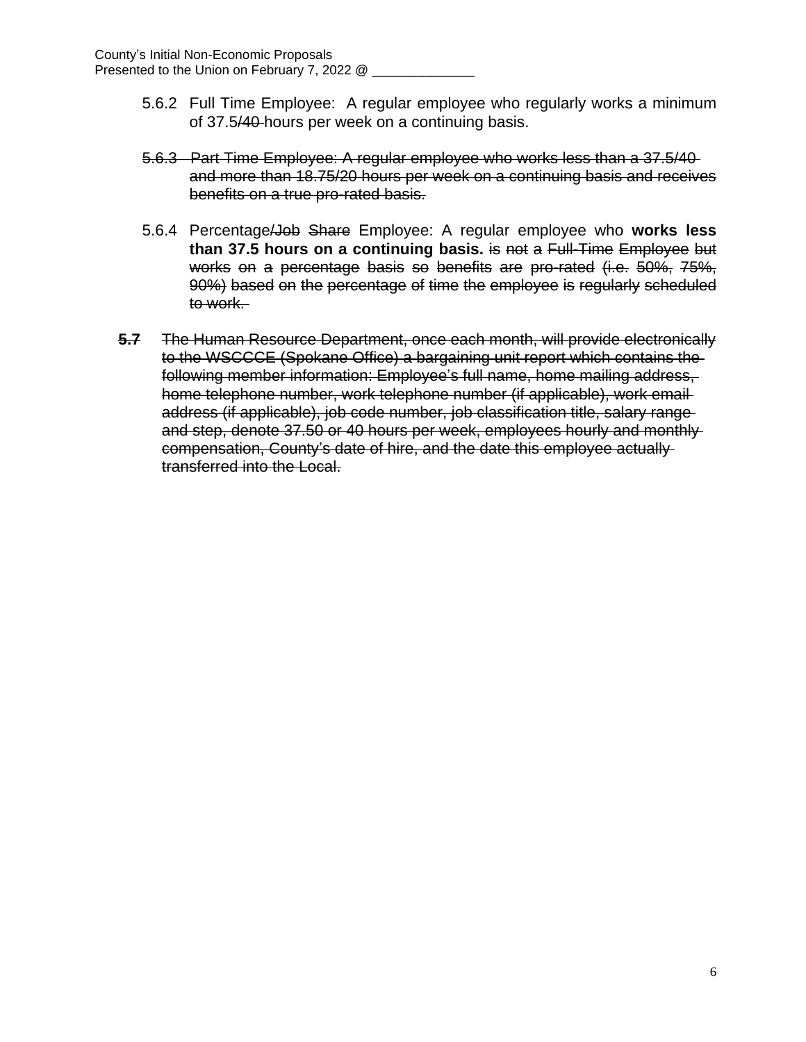5.6.2 Full Time Employee: A regular employee who regularly works a minimum of 37.5~~/40~~ hours per week on a continuing basis.

~~5.6.3 Part Time Employee: A regular employee who works less than a 37.5/40 and more than 18.75/20 hours per week on a continuing basis and receives benefits on a true pro-rated basis.~~

5.6.4 Percentage~~/Job Share~~ Employee: A regular employee who **works less than 37.5 hours on a continuing basis.** ~~is not a Full-Time Employee but works on a percentage basis so benefits are pro-rated (i.e. 50%, 75%, 90%) based on the percentage of time the employee is regularly scheduled to work.~~

~~**5.7** The Human Resource Department, once each month, will provide electronically to the WSCCCE (Spokane Office) a bargaining unit report which contains the following member information: Employee's full name, home mailing address, home telephone number, work telephone number (if applicable), work email address (if applicable), job code number, job classification title, salary range and step, denote 37.50 or 40 hours per week, employees hourly and monthly compensation, County's date of hire, and the date this employee actually transferred into the Local.~~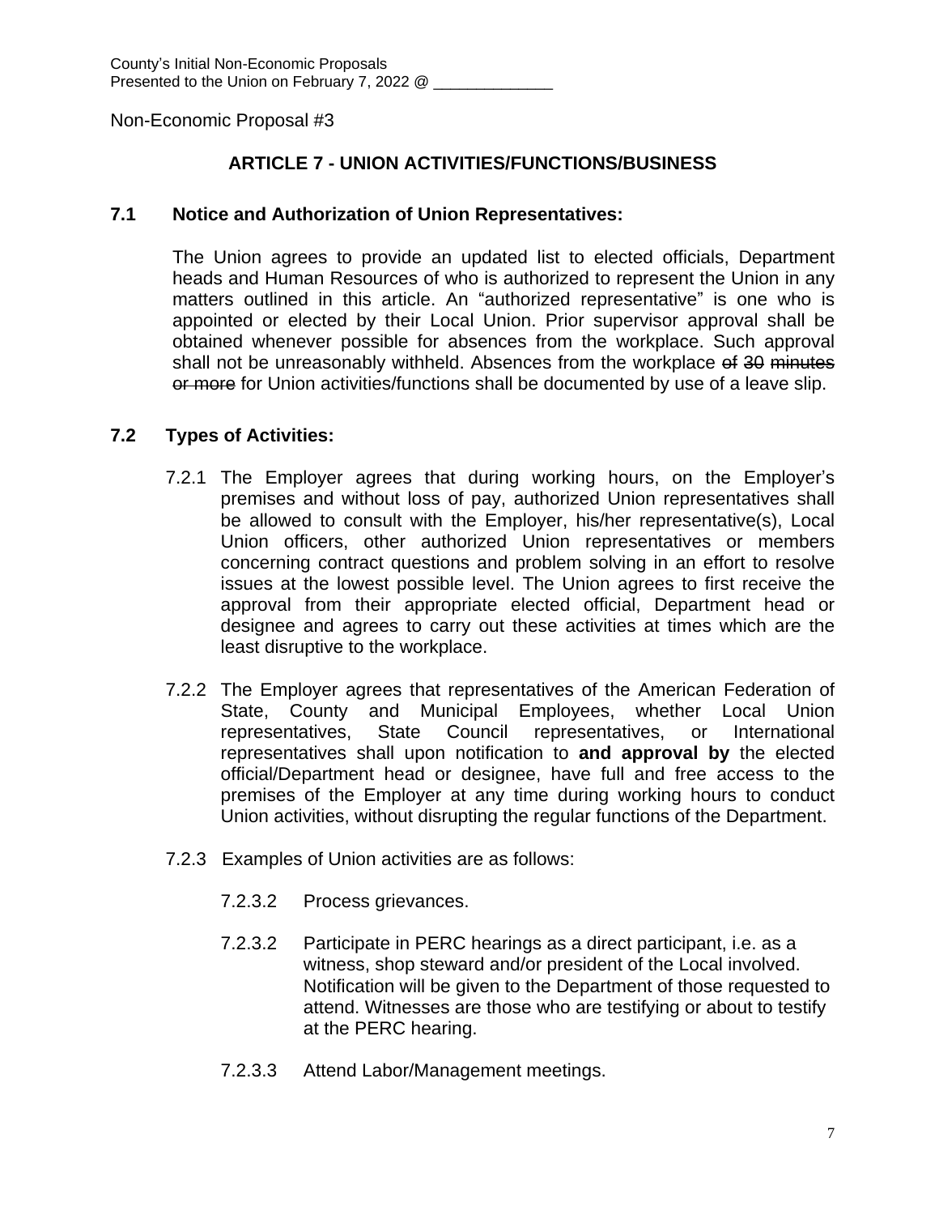County's Initial Non-Economic Proposals
Presented to the Union on February 7, 2022 @ ______________

Non-Economic Proposal #3

## ARTICLE 7 - UNION ACTIVITIES/FUNCTIONS/BUSINESS

### 7.1 Notice and Authorization of Union Representatives:

The Union agrees to provide an updated list to elected officials, Department heads and Human Resources of who is authorized to represent the Union in any matters outlined in this article. An "authorized representative" is one who is appointed or elected by their Local Union. Prior supervisor approval shall be obtained whenever possible for absences from the workplace. Such approval shall not be unreasonably withheld. Absences from the workplace ~~of 30 minutes or more~~ for Union activities/functions shall be documented by use of a leave slip.

### 7.2 Types of Activities:

7.2.1 The Employer agrees that during working hours, on the Employer's premises and without loss of pay, authorized Union representatives shall be allowed to consult with the Employer, his/her representative(s), Local Union officers, other authorized Union representatives or members concerning contract questions and problem solving in an effort to resolve issues at the lowest possible level. The Union agrees to first receive the approval from their appropriate elected official, Department head or designee and agrees to carry out these activities at times which are the least disruptive to the workplace.

7.2.2 The Employer agrees that representatives of the American Federation of State, County and Municipal Employees, whether Local Union representatives, State Council representatives, or International representatives shall upon notification to **and approval by** the elected official/Department head or designee, have full and free access to the premises of the Employer at any time during working hours to conduct Union activities, without disrupting the regular functions of the Department.

7.2.3 Examples of Union activities are as follows:

7.2.3.2 Process grievances.

7.2.3.2 Participate in PERC hearings as a direct participant, i.e. as a witness, shop steward and/or president of the Local involved. Notification will be given to the Department of those requested to attend. Witnesses are those who are testifying or about to testify at the PERC hearing.

7.2.3.3 Attend Labor/Management meetings.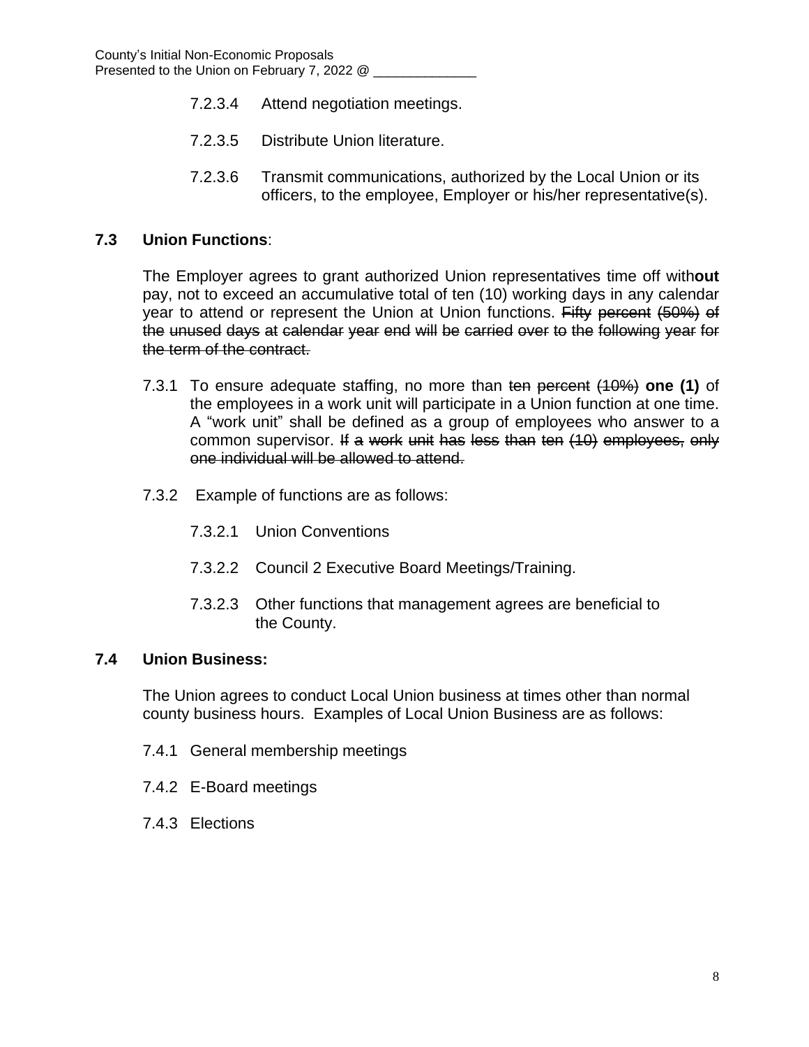7.2.3.4 Attend negotiation meetings.

7.2.3.5 Distribute Union literature.

7.2.3.6 Transmit communications, authorized by the Local Union or its officers, to the employee, Employer or his/her representative(s).

**7.3 Union Functions**:

The Employer agrees to grant authorized Union representatives time off with**out** pay, not to exceed an accumulative total of ten (10) working days in any calendar year to attend or represent the Union at Union functions. ~~Fifty percent (50%) of the unused days at calendar year end will be carried over to the following year for the term of the contract.~~

7.3.1 To ensure adequate staffing, no more than ~~ten percent (10%)~~ **one (1)** of the employees in a work unit will participate in a Union function at one time. A "work unit" shall be defined as a group of employees who answer to a common supervisor. ~~If a work unit has less than ten (10) employees, only one individual will be allowed to attend.~~

7.3.2 Example of functions are as follows:

7.3.2.1 Union Conventions

7.3.2.2 Council 2 Executive Board Meetings/Training.

7.3.2.3 Other functions that management agrees are beneficial to the County.

**7.4 Union Business:**

The Union agrees to conduct Local Union business at times other than normal county business hours. Examples of Local Union Business are as follows:

7.4.1 General membership meetings

7.4.2 E-Board meetings

7.4.3 Elections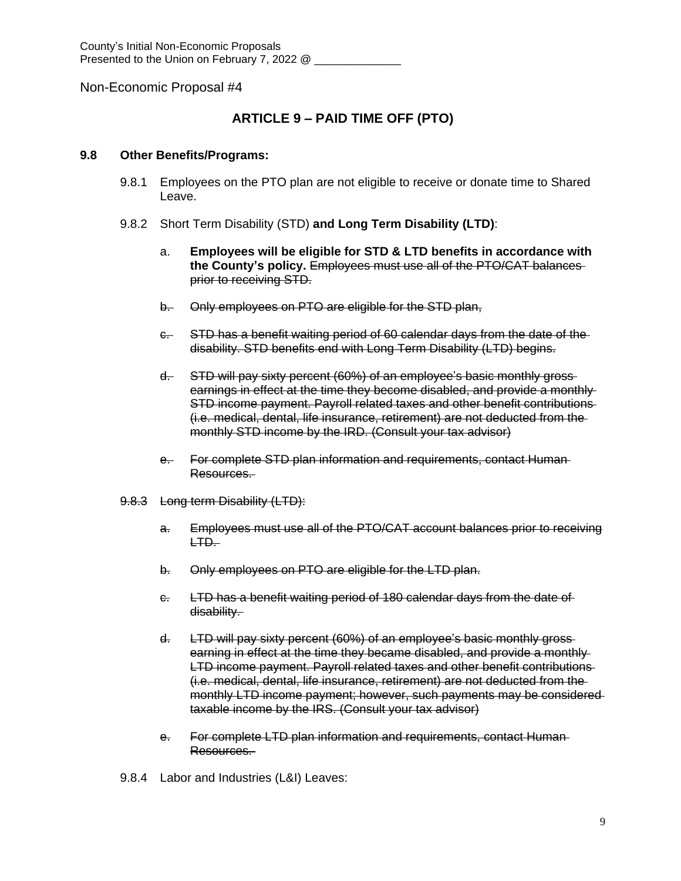County's Initial Non-Economic Proposals
Presented to the Union on February 7, 2022 @ ______________

Non-Economic Proposal #4

## ARTICLE 9 – PAID TIME OFF (PTO)

**9.8 Other Benefits/Programs:**

9.8.1 Employees on the PTO plan are not eligible to receive or donate time to Shared Leave.

9.8.2 Short Term Disability (STD) **and Long Term Disability (LTD)**:

a. **Employees will be eligible for STD & LTD benefits in accordance with the County's policy.** ~~Employees must use all of the PTO/CAT balances prior to receiving STD.~~

~~b. Only employees on PTO are eligible for the STD plan,~~

~~c. STD has a benefit waiting period of 60 calendar days from the date of the disability. STD benefits end with Long Term Disability (LTD) begins.~~

~~d. STD will pay sixty percent (60%) of an employee's basic monthly gross earnings in effect at the time they become disabled, and provide a monthly STD income payment. Payroll related taxes and other benefit contributions (i.e. medical, dental, life insurance, retirement) are not deducted from the monthly STD income by the IRD. (Consult your tax advisor)~~

~~e. For complete STD plan information and requirements, contact Human Resources.~~

~~9.8.3 Long term Disability (LTD):~~

~~a. Employees must use all of the PTO/CAT account balances prior to receiving LTD.~~

~~b. Only employees on PTO are eligible for the LTD plan.~~

~~c. LTD has a benefit waiting period of 180 calendar days from the date of disability.~~

~~d. LTD will pay sixty percent (60%) of an employee's basic monthly gross earning in effect at the time they became disabled, and provide a monthly LTD income payment. Payroll related taxes and other benefit contributions (i.e. medical, dental, life insurance, retirement) are not deducted from the monthly LTD income payment; however, such payments may be considered taxable income by the IRS. (Consult your tax advisor)~~

~~e. For complete LTD plan information and requirements, contact Human Resources.~~

9.8.4 Labor and Industries (L&I) Leaves: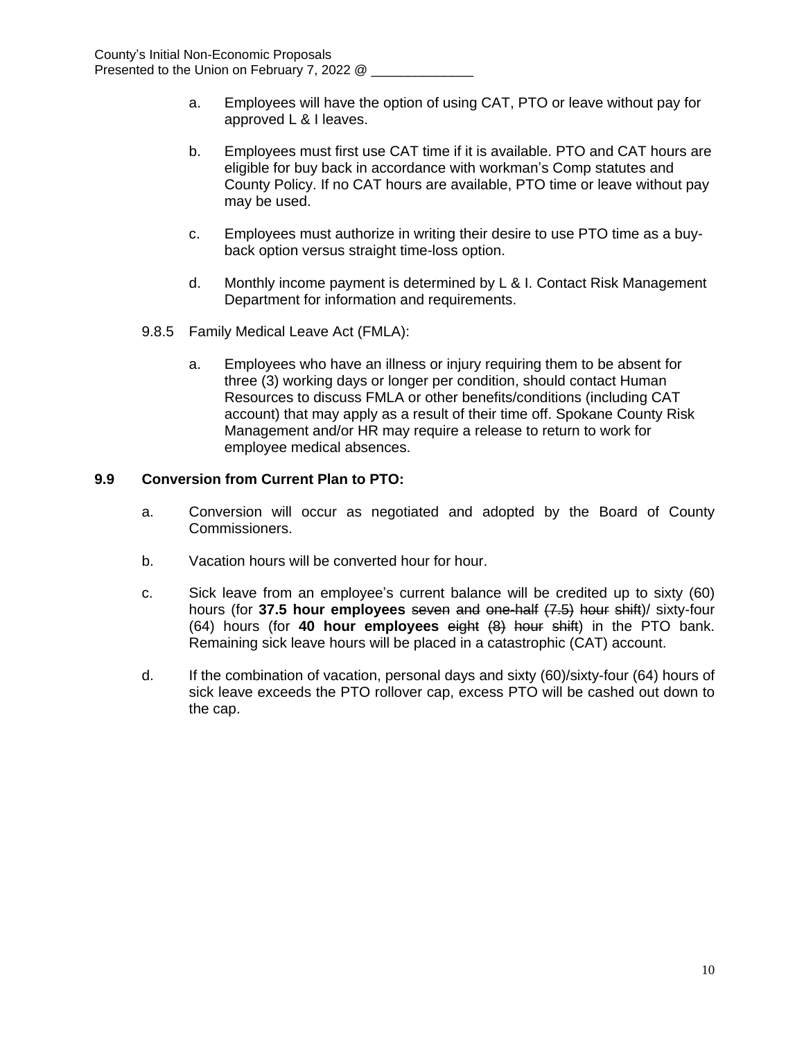a. Employees will have the option of using CAT, PTO or leave without pay for approved L & I leaves.

b. Employees must first use CAT time if it is available. PTO and CAT hours are eligible for buy back in accordance with workman's Comp statutes and County Policy. If no CAT hours are available, PTO time or leave without pay may be used.

c. Employees must authorize in writing their desire to use PTO time as a buy-back option versus straight time-loss option.

d. Monthly income payment is determined by L & I. Contact Risk Management Department for information and requirements.

9.8.5 Family Medical Leave Act (FMLA):

a. Employees who have an illness or injury requiring them to be absent for three (3) working days or longer per condition, should contact Human Resources to discuss FMLA or other benefits/conditions (including CAT account) that may apply as a result of their time off. Spokane County Risk Management and/or HR may require a release to return to work for employee medical absences.

## 9.9 Conversion from Current Plan to PTO:

a. Conversion will occur as negotiated and adopted by the Board of County Commissioners.

b. Vacation hours will be converted hour for hour.

c. Sick leave from an employee's current balance will be credited up to sixty (60) hours (for **37.5 hour employees** ~~seven and one-half (7.5) hour shift~~)/ sixty-four (64) hours (for **40 hour employees** ~~eight (8) hour shift~~) in the PTO bank. Remaining sick leave hours will be placed in a catastrophic (CAT) account.

d. If the combination of vacation, personal days and sixty (60)/sixty-four (64) hours of sick leave exceeds the PTO rollover cap, excess PTO will be cashed out down to the cap.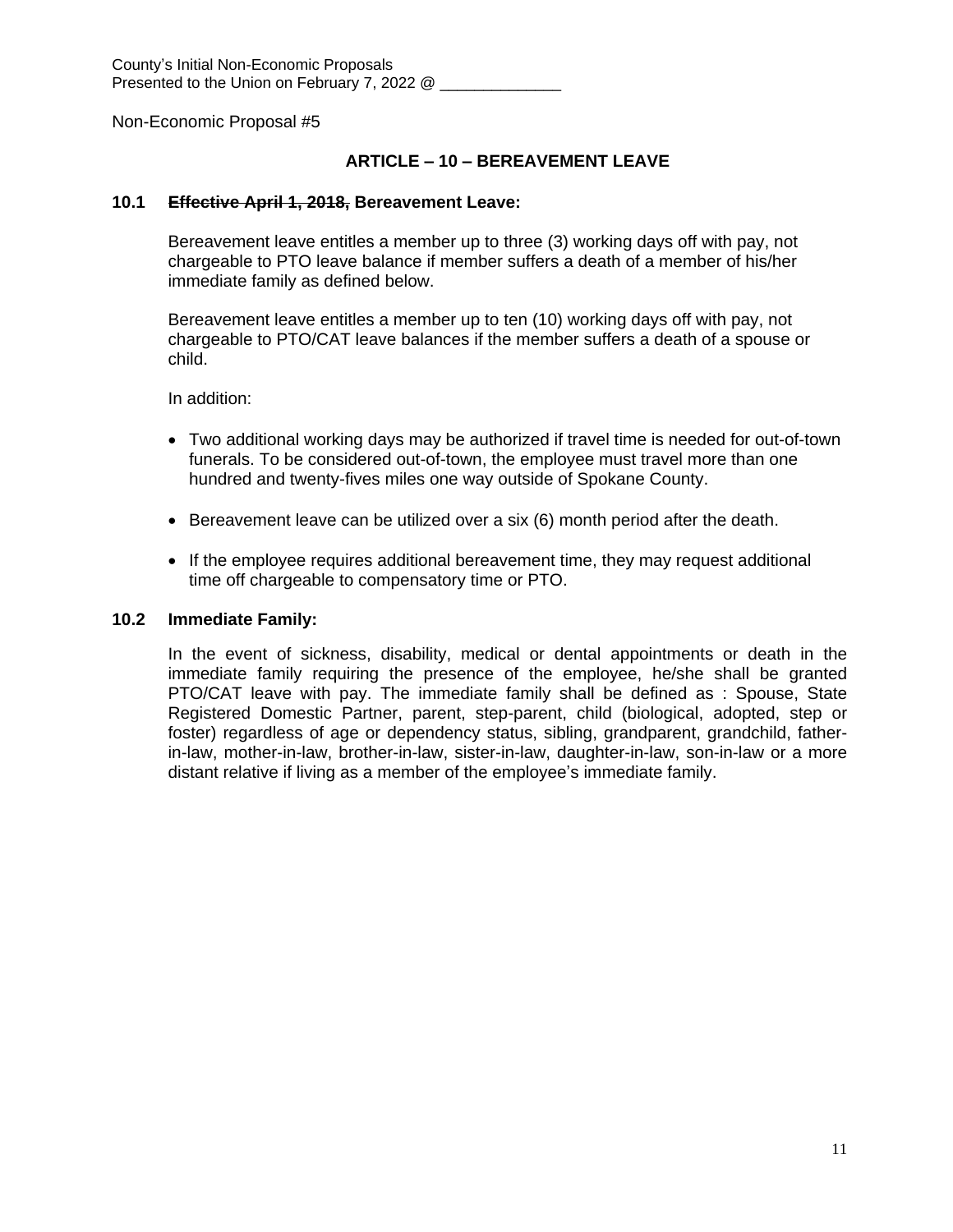County's Initial Non-Economic Proposals
Presented to the Union on February 7, 2022 @ ______________

Non-Economic Proposal #5

## ARTICLE – 10 – BEREAVEMENT LEAVE

**10.1 ~~Effective April 1, 2018,~~ Bereavement Leave:**

Bereavement leave entitles a member up to three (3) working days off with pay, not chargeable to PTO leave balance if member suffers a death of a member of his/her immediate family as defined below.

Bereavement leave entitles a member up to ten (10) working days off with pay, not chargeable to PTO/CAT leave balances if the member suffers a death of a spouse or child.

In addition:

- Two additional working days may be authorized if travel time is needed for out-of-town funerals. To be considered out-of-town, the employee must travel more than one hundred and twenty-fives miles one way outside of Spokane County.
- Bereavement leave can be utilized over a six (6) month period after the death.
- If the employee requires additional bereavement time, they may request additional time off chargeable to compensatory time or PTO.

**10.2 Immediate Family:**

In the event of sickness, disability, medical or dental appointments or death in the immediate family requiring the presence of the employee, he/she shall be granted PTO/CAT leave with pay. The immediate family shall be defined as : Spouse, State Registered Domestic Partner, parent, step-parent, child (biological, adopted, step or foster) regardless of age or dependency status, sibling, grandparent, grandchild, father-in-law, mother-in-law, brother-in-law, sister-in-law, daughter-in-law, son-in-law or a more distant relative if living as a member of the employee's immediate family.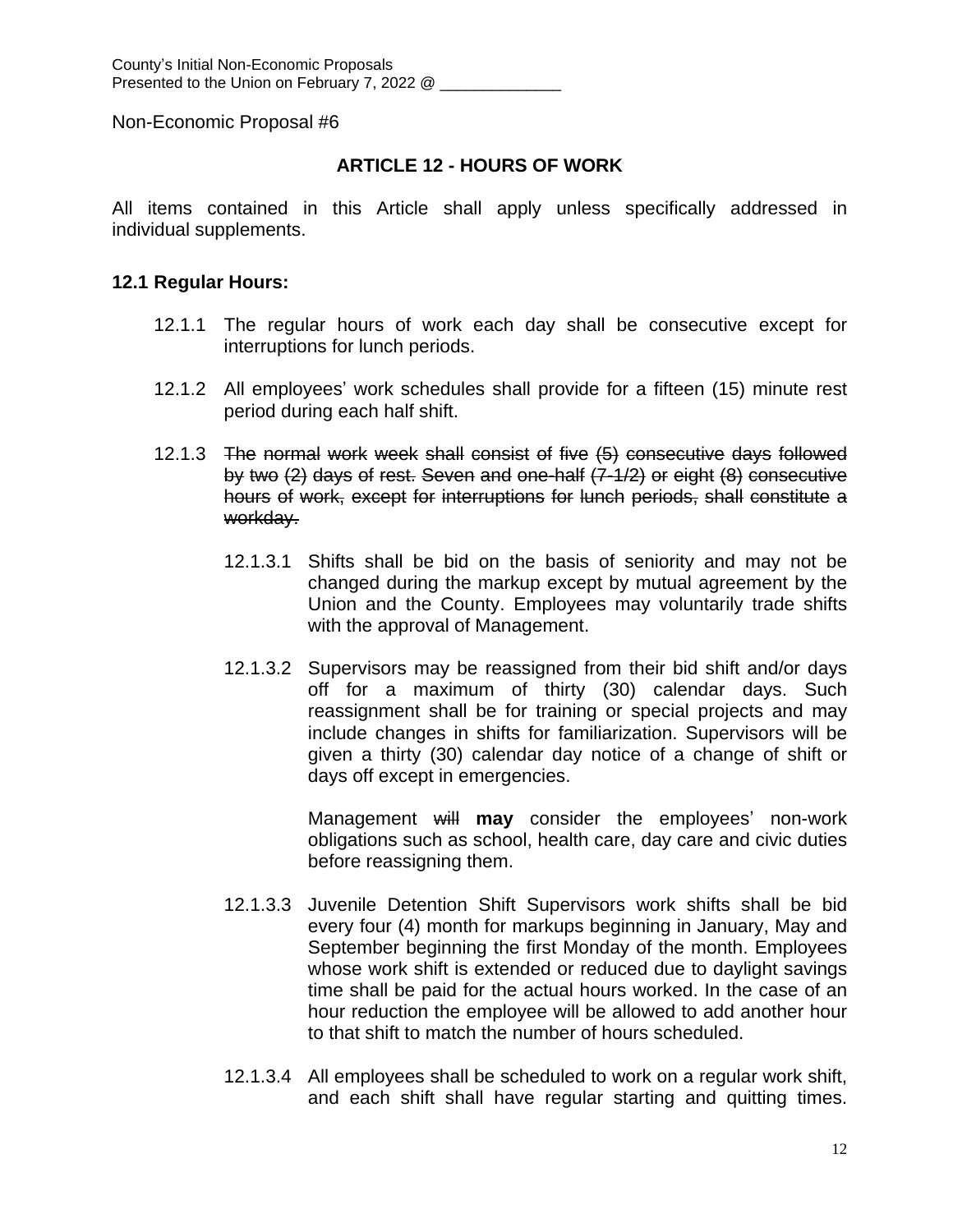County's Initial Non-Economic Proposals
Presented to the Union on February 7, 2022 @ ______________

Non-Economic Proposal #6

## ARTICLE 12 - HOURS OF WORK

All items contained in this Article shall apply unless specifically addressed in individual supplements.

### 12.1 Regular Hours:

12.1.1 The regular hours of work each day shall be consecutive except for interruptions for lunch periods.

12.1.2 All employees' work schedules shall provide for a fifteen (15) minute rest period during each half shift.

12.1.3 ~~The normal work week shall consist of five (5) consecutive days followed by two (2) days of rest. Seven and one-half (7-1/2) or eight (8) consecutive hours of work, except for interruptions for lunch periods, shall constitute a workday.~~

12.1.3.1 Shifts shall be bid on the basis of seniority and may not be changed during the markup except by mutual agreement by the Union and the County. Employees may voluntarily trade shifts with the approval of Management.

12.1.3.2 Supervisors may be reassigned from their bid shift and/or days off for a maximum of thirty (30) calendar days. Such reassignment shall be for training or special projects and may include changes in shifts for familiarization. Supervisors will be given a thirty (30) calendar day notice of a change of shift or days off except in emergencies.

Management ~~will~~ **may** consider the employees' non-work obligations such as school, health care, day care and civic duties before reassigning them.

12.1.3.3 Juvenile Detention Shift Supervisors work shifts shall be bid every four (4) month for markups beginning in January, May and September beginning the first Monday of the month. Employees whose work shift is extended or reduced due to daylight savings time shall be paid for the actual hours worked. In the case of an hour reduction the employee will be allowed to add another hour to that shift to match the number of hours scheduled.

12.1.3.4 All employees shall be scheduled to work on a regular work shift, and each shift shall have regular starting and quitting times.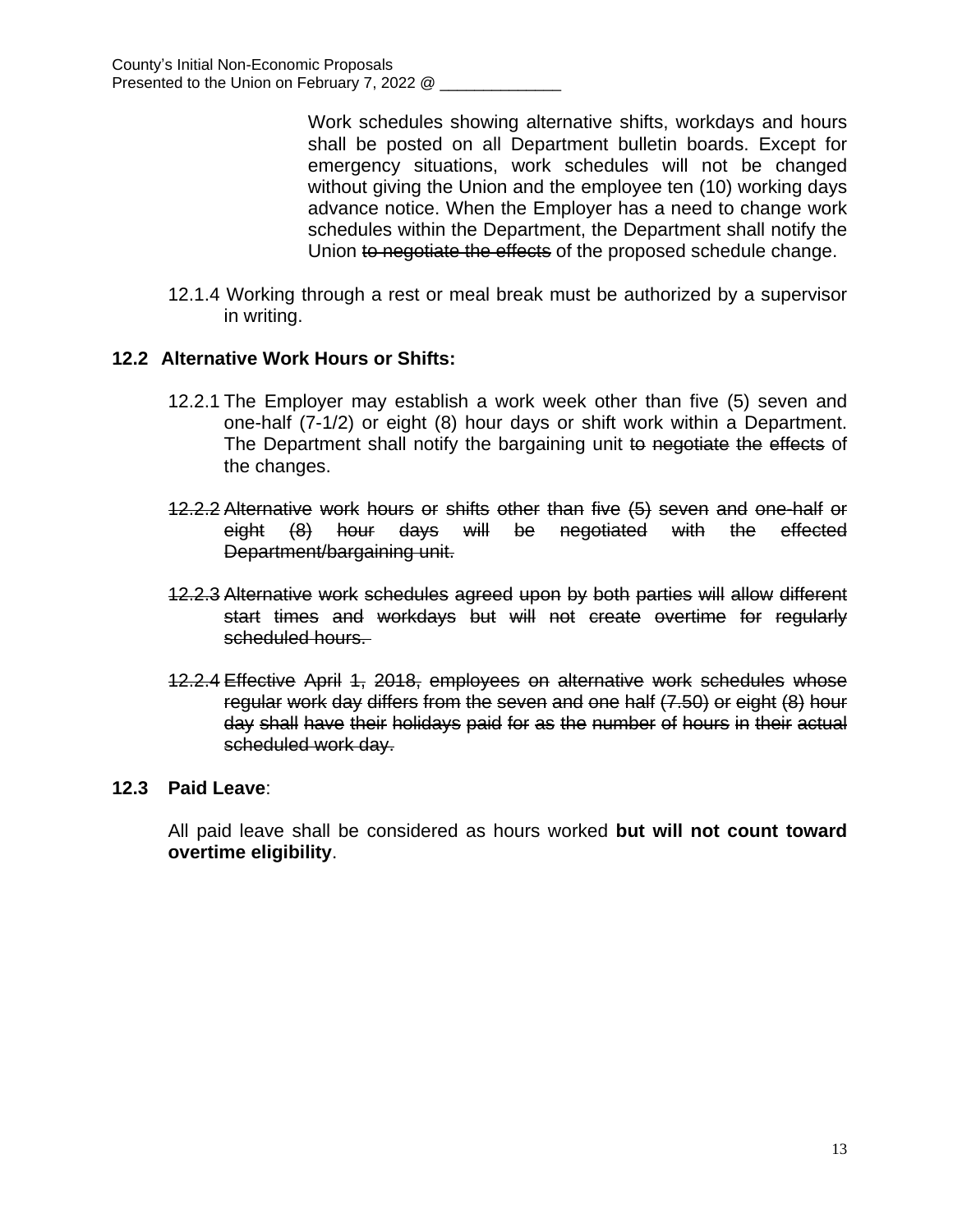Work schedules showing alternative shifts, workdays and hours shall be posted on all Department bulletin boards. Except for emergency situations, work schedules will not be changed without giving the Union and the employee ten (10) working days advance notice. When the Employer has a need to change work schedules within the Department, the Department shall notify the Union ~~to negotiate the effects~~ of the proposed schedule change.

12.1.4 Working through a rest or meal break must be authorized by a supervisor in writing.

**12.2 Alternative Work Hours or Shifts:**

12.2.1 The Employer may establish a work week other than five (5) seven and one-half (7-1/2) or eight (8) hour days or shift work within a Department. The Department shall notify the bargaining unit ~~to negotiate the effects~~ of the changes.

~~12.2.2 Alternative work hours or shifts other than five (5) seven and one-half or eight (8) hour days will be negotiated with the effected Department/bargaining unit.~~

~~12.2.3 Alternative work schedules agreed upon by both parties will allow different start times and workdays but will not create overtime for regularly scheduled hours.~~

~~12.2.4 Effective April 1, 2018, employees on alternative work schedules whose regular work day differs from the seven and one half (7.50) or eight (8) hour day shall have their holidays paid for as the number of hours in their actual scheduled work day.~~

**12.3 Paid Leave**:

All paid leave shall be considered as hours worked **but will not count toward overtime eligibility**.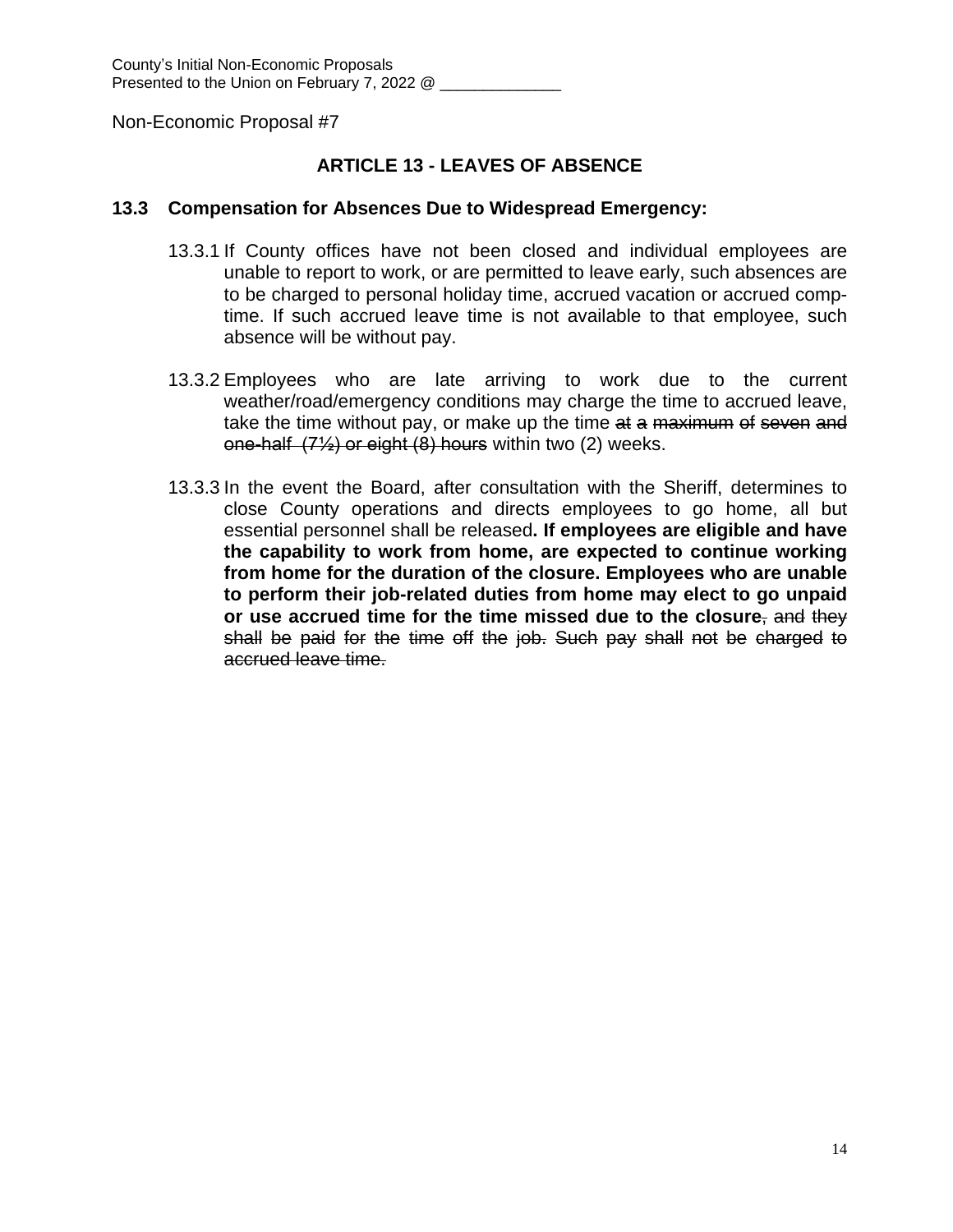County's Initial Non-Economic Proposals
Presented to the Union on February 7, 2022 @ ______________

Non-Economic Proposal #7

## ARTICLE 13 - LEAVES OF ABSENCE

### 13.3 Compensation for Absences Due to Widespread Emergency:

13.3.1 If County offices have not been closed and individual employees are unable to report to work, or are permitted to leave early, such absences are to be charged to personal holiday time, accrued vacation or accrued comp-time. If such accrued leave time is not available to that employee, such absence will be without pay.

13.3.2 Employees who are late arriving to work due to the current weather/road/emergency conditions may charge the time to accrued leave, take the time without pay, or make up the time ~~at a maximum of seven and one-half (7½) or eight (8) hours~~ within two (2) weeks.

13.3.3 In the event the Board, after consultation with the Sheriff, determines to close County operations and directs employees to go home, all but essential personnel shall be released**. If employees are eligible and have the capability to work from home, are expected to continue working from home for the duration of the closure. Employees who are unable to perform their job-related duties from home may elect to go unpaid or use accrued time for the time missed due to the closure**~~, and they shall be paid for the time off the job. Such pay shall not be charged to accrued leave time.~~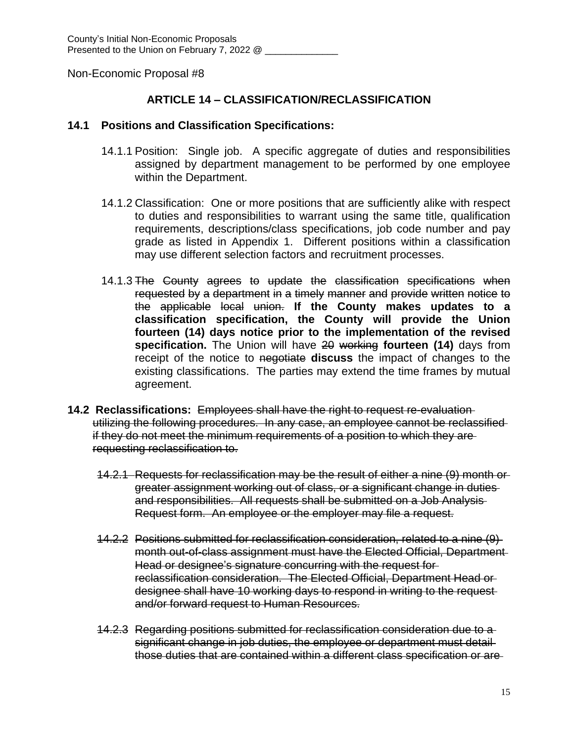County's Initial Non-Economic Proposals
Presented to the Union on February 7, 2022 @ ______________

Non-Economic Proposal #8

## ARTICLE 14 – CLASSIFICATION/RECLASSIFICATION

### 14.1 Positions and Classification Specifications:

14.1.1 Position: Single job. A specific aggregate of duties and responsibilities assigned by department management to be performed by one employee within the Department.

14.1.2 Classification: One or more positions that are sufficiently alike with respect to duties and responsibilities to warrant using the same title, qualification requirements, descriptions/class specifications, job code number and pay grade as listed in Appendix 1. Different positions within a classification may use different selection factors and recruitment processes.

14.1.3 ~~The County agrees to update the classification specifications when requested by a department in a timely manner and provide written notice to the applicable local union.~~ **If the County makes updates to a classification specification, the County will provide the Union fourteen (14) days notice prior to the implementation of the revised specification.** The Union will have ~~20 working~~ **fourteen (14)** days from receipt of the notice to ~~negotiate~~ **discuss** the impact of changes to the existing classifications. The parties may extend the time frames by mutual agreement.

**14.2 Reclassifications:** ~~Employees shall have the right to request re-evaluation utilizing the following procedures. In any case, an employee cannot be reclassified if they do not meet the minimum requirements of a position to which they are requesting reclassification to.~~

~~14.2.1 Requests for reclassification may be the result of either a nine (9) month or greater assignment working out of class, or a significant change in duties and responsibilities. All requests shall be submitted on a Job Analysis Request form. An employee or the employer may file a request.~~

~~14.2.2 Positions submitted for reclassification consideration, related to a nine (9) month out-of-class assignment must have the Elected Official, Department Head or designee's signature concurring with the request for reclassification consideration. The Elected Official, Department Head or designee shall have 10 working days to respond in writing to the request and/or forward request to Human Resources.~~

~~14.2.3 Regarding positions submitted for reclassification consideration due to a significant change in job duties, the employee or department must detail those duties that are contained within a different class specification or are~~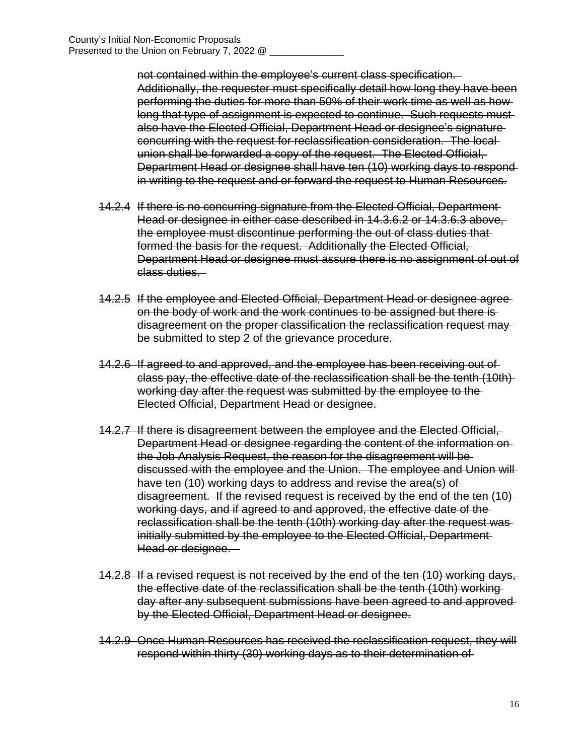~~not contained within the employee's current class specification. Additionally, the requester must specifically detail how long they have been performing the duties for more than 50% of their work time as well as how long that type of assignment is expected to continue. Such requests must also have the Elected Official, Department Head or designee's signature concurring with the request for reclassification consideration. The local union shall be forwarded a copy of the request. The Elected Official, Department Head or designee shall have ten (10) working days to respond in writing to the request and or forward the request to Human Resources.~~

~~14.2.4 If there is no concurring signature from the Elected Official, Department Head or designee in either case described in 14.3.6.2 or 14.3.6.3 above, the employee must discontinue performing the out of class duties that formed the basis for the request. Additionally the Elected Official, Department Head or designee must assure there is no assignment of out of class duties.~~

~~14.2.5 If the employee and Elected Official, Department Head or designee agree on the body of work and the work continues to be assigned but there is disagreement on the proper classification the reclassification request may be submitted to step 2 of the grievance procedure.~~

~~14.2.6 If agreed to and approved, and the employee has been receiving out of class pay, the effective date of the reclassification shall be the tenth (10th) working day after the request was submitted by the employee to the Elected Official, Department Head or designee.~~

~~14.2.7 If there is disagreement between the employee and the Elected Official, Department Head or designee regarding the content of the information on the Job Analysis Request, the reason for the disagreement will be discussed with the employee and the Union. The employee and Union will have ten (10) working days to address and revise the area(s) of disagreement. If the revised request is received by the end of the ten (10) working days, and if agreed to and approved, the effective date of the reclassification shall be the tenth (10th) working day after the request was initially submitted by the employee to the Elected Official, Department Head or designee.~~

~~14.2.8 If a revised request is not received by the end of the ten (10) working days, the effective date of the reclassification shall be the tenth (10th) working day after any subsequent submissions have been agreed to and approved by the Elected Official, Department Head or designee.~~

~~14.2.9 Once Human Resources has received the reclassification request, they will respond within thirty (30) working days as to their determination of~~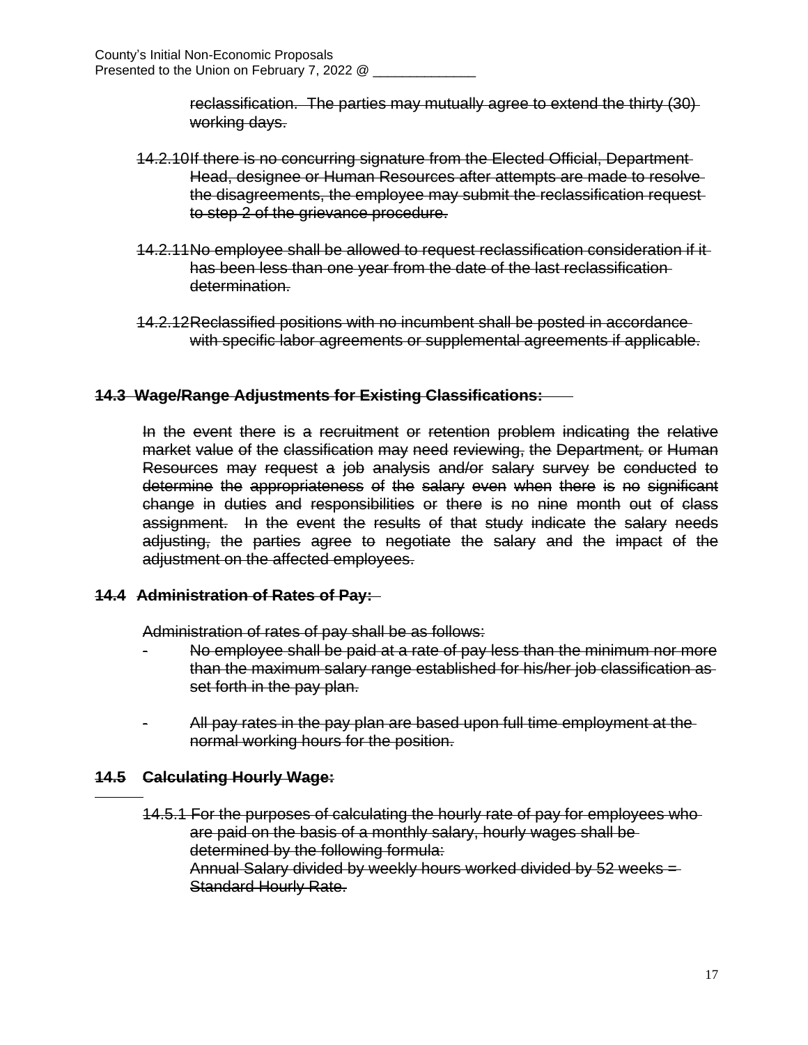~~reclassification. The parties may mutually agree to extend the thirty (30) working days.~~

~~14.2.10 If there is no concurring signature from the Elected Official, Department Head, designee or Human Resources after attempts are made to resolve the disagreements, the employee may submit the reclassification request to step 2 of the grievance procedure.~~

~~14.2.11 No employee shall be allowed to request reclassification consideration if it has been less than one year from the date of the last reclassification determination.~~

~~14.2.12 Reclassified positions with no incumbent shall be posted in accordance with specific labor agreements or supplemental agreements if applicable.~~

**~~14.3 Wage/Range Adjustments for Existing Classifications:~~**

~~In the event there is a recruitment or retention problem indicating the relative market value of the classification may need reviewing, the Department, or Human Resources may request a job analysis and/or salary survey be conducted to determine the appropriateness of the salary even when there is no significant change in duties and responsibilities or there is no nine month out of class assignment. In the event the results of that study indicate the salary needs adjusting, the parties agree to negotiate the salary and the impact of the adjustment on the affected employees.~~

**~~14.4 Administration of Rates of Pay:~~**

~~Administration of rates of pay shall be as follows:~~

- ~~No employee shall be paid at a rate of pay less than the minimum nor more than the maximum salary range established for his/her job classification as set forth in the pay plan.~~
- ~~All pay rates in the pay plan are based upon full time employment at the normal working hours for the position.~~

**~~14.5 Calculating Hourly Wage:~~**

~~14.5.1 For the purposes of calculating the hourly rate of pay for employees who are paid on the basis of a monthly salary, hourly wages shall be determined by the following formula:~~
~~Annual Salary divided by weekly hours worked divided by 52 weeks = Standard Hourly Rate.~~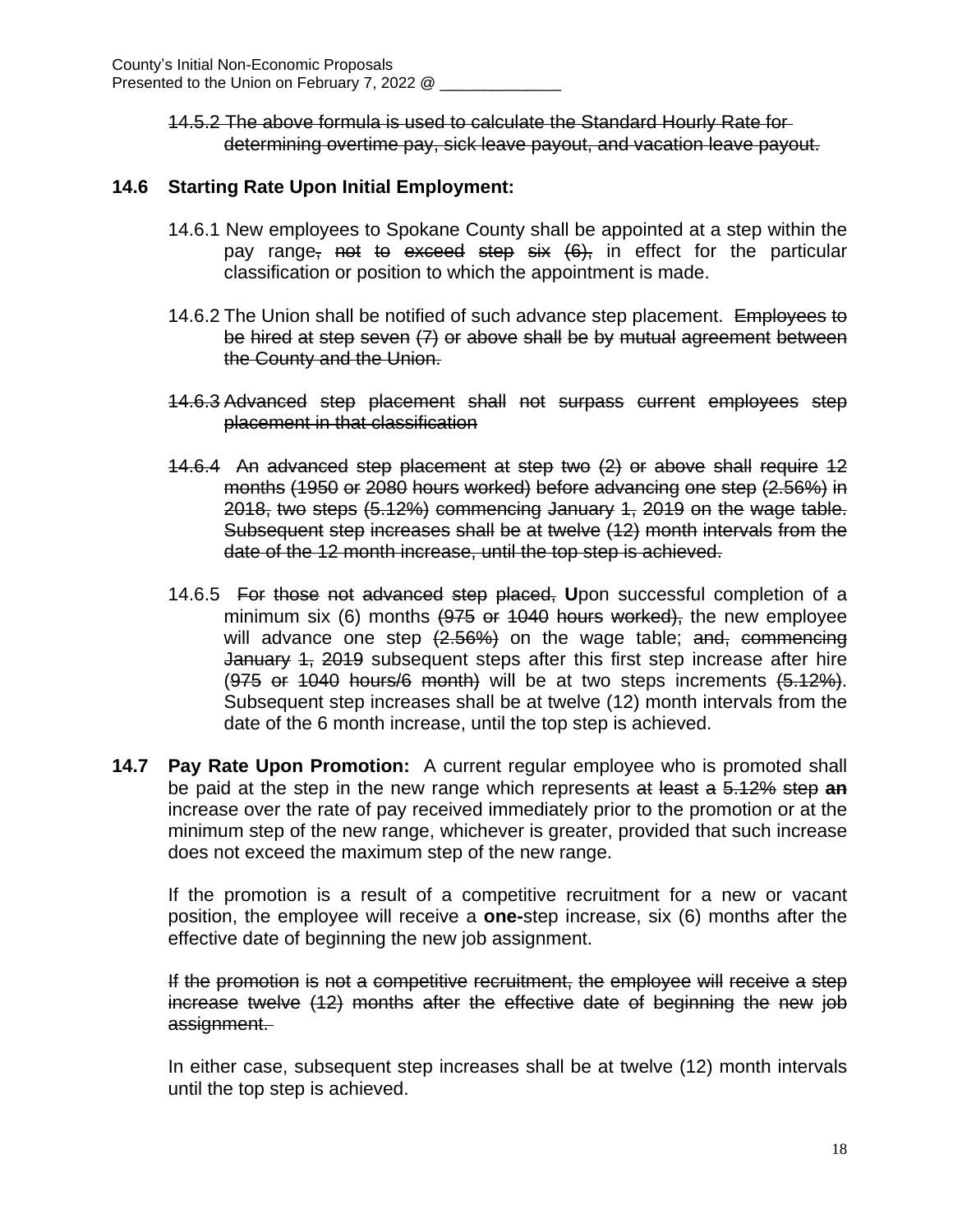~~14.5.2 The above formula is used to calculate the Standard Hourly Rate for determining overtime pay, sick leave payout, and vacation leave payout.~~

**14.6 Starting Rate Upon Initial Employment:**

14.6.1 New employees to Spokane County shall be appointed at a step within the pay range~~, not to exceed step six (6),~~ in effect for the particular classification or position to which the appointment is made.

14.6.2 The Union shall be notified of such advance step placement. ~~Employees to be hired at step seven (7) or above shall be by mutual agreement between the County and the Union.~~

~~14.6.3 Advanced step placement shall not surpass current employees step placement in that classification~~

~~14.6.4 An advanced step placement at step two (2) or above shall require 12 months (1950 or 2080 hours worked) before advancing one step (2.56%) in 2018, two steps (5.12%) commencing January 1, 2019 on the wage table. Subsequent step increases shall be at twelve (12) month intervals from the date of the 12 month increase, until the top step is achieved.~~

14.6.5 ~~For those not advanced step placed,~~ **U**pon successful completion of a minimum six (6) months ~~(975 or 1040 hours worked),~~ the new employee will advance one step ~~(2.56%)~~ on the wage table; ~~and, commencing January 1, 2019~~ subsequent steps after this first step increase after hire (~~975 or 1040 hours/6 month~~) will be at two steps increments ~~(5.12%)~~. Subsequent step increases shall be at twelve (12) month intervals from the date of the 6 month increase, until the top step is achieved.

**14.7 Pay Rate Upon Promotion:** A current regular employee who is promoted shall be paid at the step in the new range which represents ~~at least a 5.12% step~~ **an** increase over the rate of pay received immediately prior to the promotion or at the minimum step of the new range, whichever is greater, provided that such increase does not exceed the maximum step of the new range.

If the promotion is a result of a competitive recruitment for a new or vacant position, the employee will receive a **one-**step increase, six (6) months after the effective date of beginning the new job assignment.

~~If the promotion is not a competitive recruitment, the employee will receive a step increase twelve (12) months after the effective date of beginning the new job assignment.~~

In either case, subsequent step increases shall be at twelve (12) month intervals until the top step is achieved.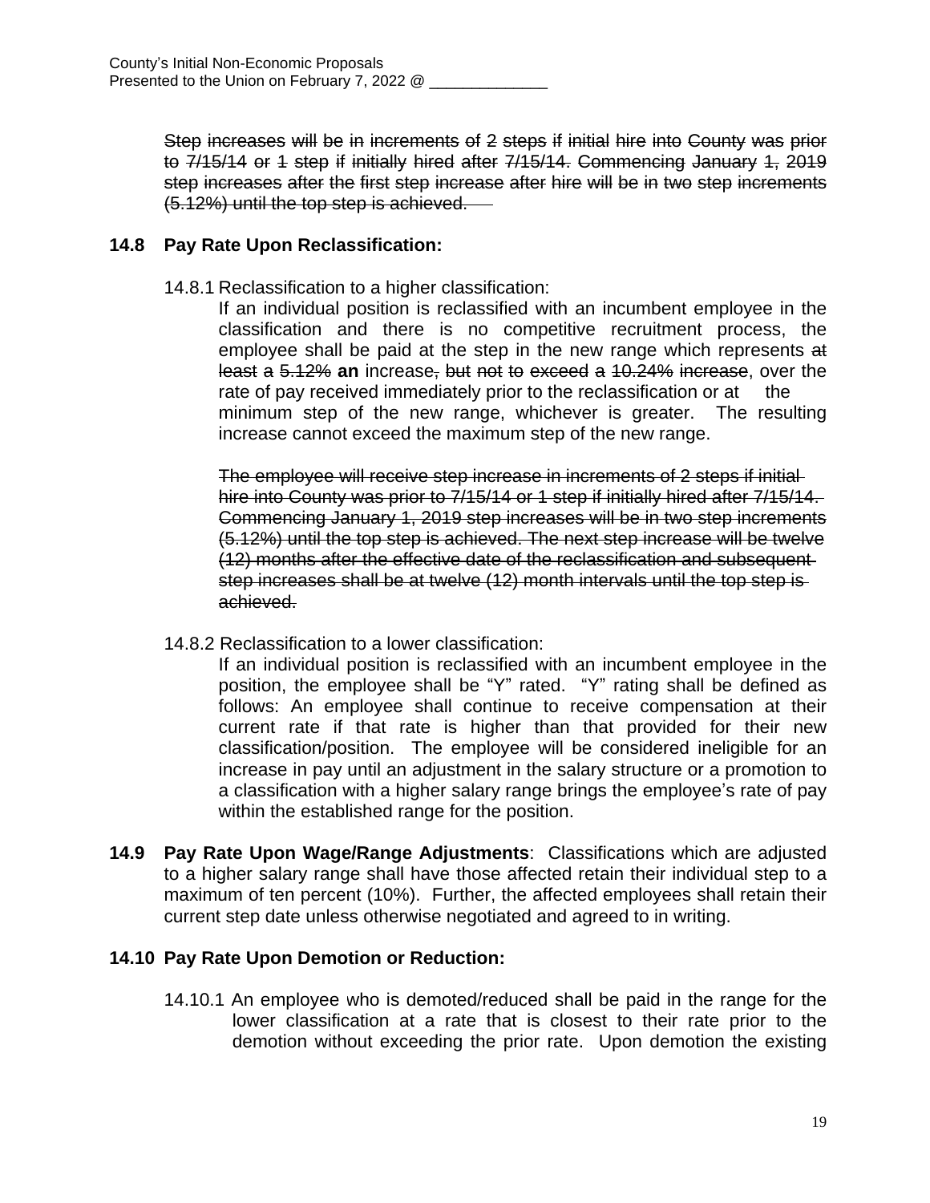~~Step increases will be in increments of 2 steps if initial hire into County was prior to 7/15/14 or 1 step if initially hired after 7/15/14. Commencing January 1, 2019 step increases after the first step increase after hire will be in two step increments (5.12%) until the top step is achieved.~~

## 14.8 Pay Rate Upon Reclassification:

14.8.1 Reclassification to a higher classification:

If an individual position is reclassified with an incumbent employee in the classification and there is no competitive recruitment process, the employee shall be paid at the step in the new range which represents ~~at least a~~ ~~5.12%~~ **an** increase~~, but not to exceed a 10.24% increase~~, over the rate of pay received immediately prior to the reclassification or at the minimum step of the new range, whichever is greater. The resulting increase cannot exceed the maximum step of the new range.

~~The employee will receive step increase in increments of 2 steps if initial hire into County was prior to 7/15/14 or 1 step if initially hired after 7/15/14. Commencing January 1, 2019 step increases will be in two step increments (5.12%) until the top step is achieved. The next step increase will be twelve (12) months after the effective date of the reclassification and subsequent step increases shall be at twelve (12) month intervals until the top step is achieved.~~

14.8.2 Reclassification to a lower classification:

If an individual position is reclassified with an incumbent employee in the position, the employee shall be "Y" rated. "Y" rating shall be defined as follows: An employee shall continue to receive compensation at their current rate if that rate is higher than that provided for their new classification/position. The employee will be considered ineligible for an increase in pay until an adjustment in the salary structure or a promotion to a classification with a higher salary range brings the employee's rate of pay within the established range for the position.

**14.9 Pay Rate Upon Wage/Range Adjustments**: Classifications which are adjusted to a higher salary range shall have those affected retain their individual step to a maximum of ten percent (10%). Further, the affected employees shall retain their current step date unless otherwise negotiated and agreed to in writing.

## 14.10 Pay Rate Upon Demotion or Reduction:

14.10.1 An employee who is demoted/reduced shall be paid in the range for the lower classification at a rate that is closest to their rate prior to the demotion without exceeding the prior rate. Upon demotion the existing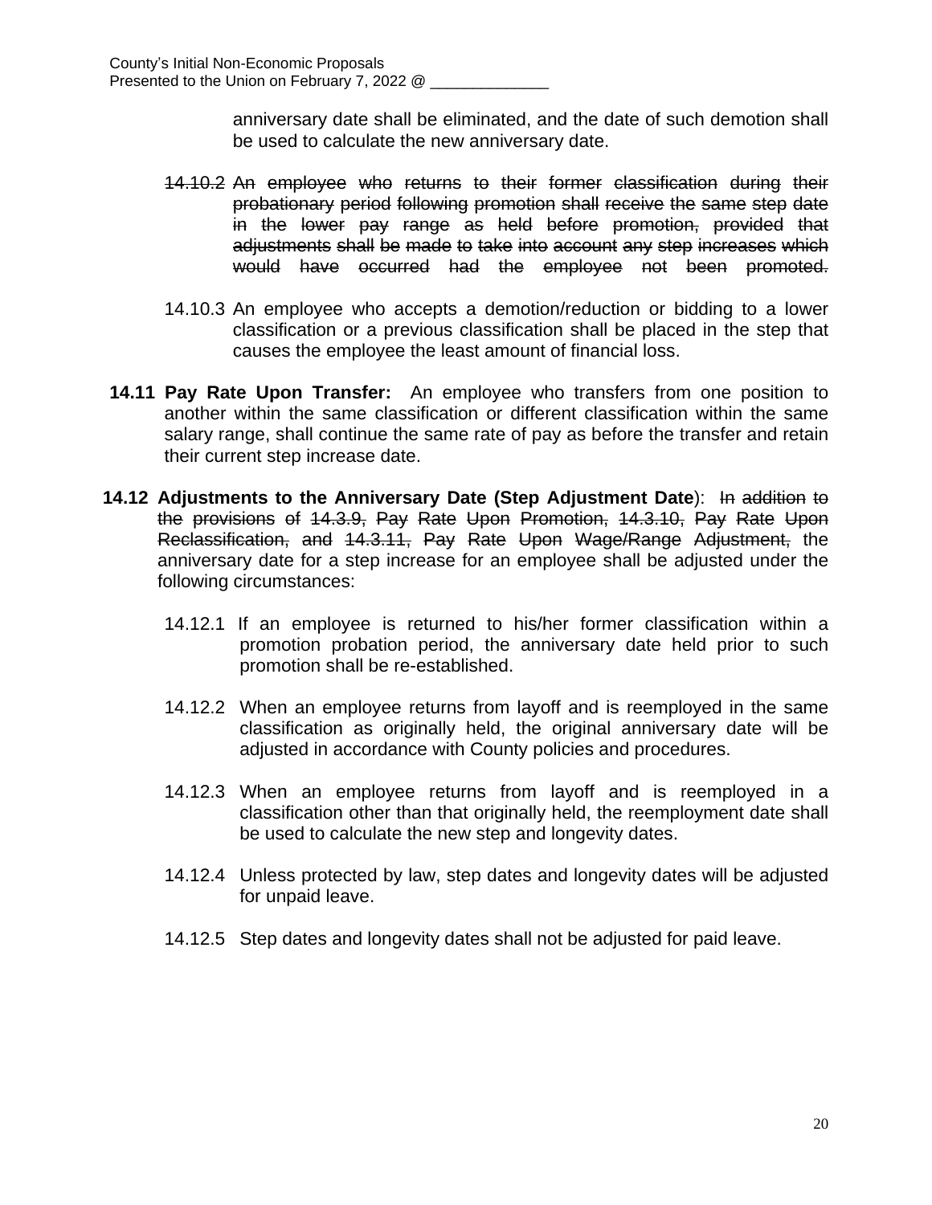anniversary date shall be eliminated, and the date of such demotion shall be used to calculate the new anniversary date.

~~14.10.2 An employee who returns to their former classification during their probationary period following promotion shall receive the same step date in the lower pay range as held before promotion, provided that adjustments shall be made to take into account any step increases which would have occurred had the employee not been promoted.~~

14.10.3 An employee who accepts a demotion/reduction or bidding to a lower classification or a previous classification shall be placed in the step that causes the employee the least amount of financial loss.

**14.11 Pay Rate Upon Transfer:** An employee who transfers from one position to another within the same classification or different classification within the same salary range, shall continue the same rate of pay as before the transfer and retain their current step increase date.

**14.12 Adjustments to the Anniversary Date (Step Adjustment Date**): ~~In addition to the provisions of 14.3.9, Pay Rate Upon Promotion, 14.3.10, Pay Rate Upon Reclassification, and 14.3.11, Pay Rate Upon Wage/Range Adjustment,~~ the anniversary date for a step increase for an employee shall be adjusted under the following circumstances:

14.12.1 If an employee is returned to his/her former classification within a promotion probation period, the anniversary date held prior to such promotion shall be re-established.

14.12.2 When an employee returns from layoff and is reemployed in the same classification as originally held, the original anniversary date will be adjusted in accordance with County policies and procedures.

14.12.3 When an employee returns from layoff and is reemployed in a classification other than that originally held, the reemployment date shall be used to calculate the new step and longevity dates.

14.12.4 Unless protected by law, step dates and longevity dates will be adjusted for unpaid leave.

14.12.5 Step dates and longevity dates shall not be adjusted for paid leave.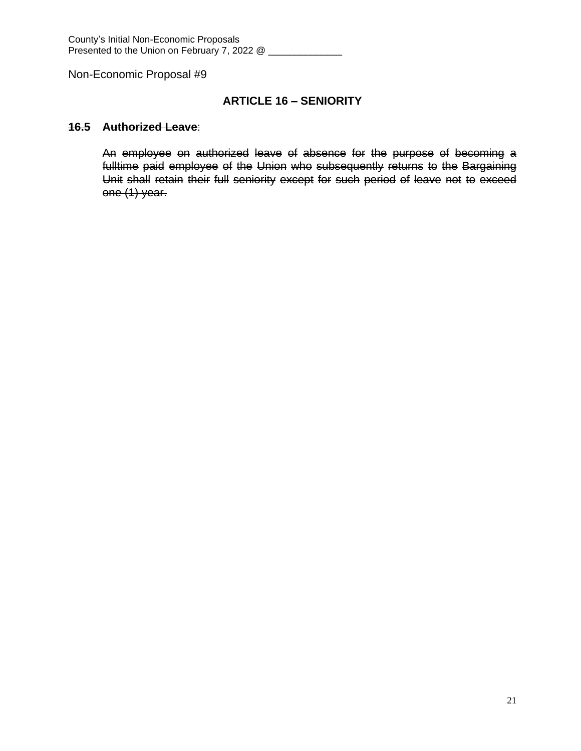County's Initial Non-Economic Proposals
Presented to the Union on February 7, 2022 @ ______________

Non-Economic Proposal #9

## ARTICLE 16 – SENIORITY

~~**16.5 Authorized Leave**~~:

~~An employee on authorized leave of absence for the purpose of becoming a fulltime paid employee of the Union who subsequently returns to the Bargaining Unit shall retain their full seniority except for such period of leave not to exceed one (1) year.~~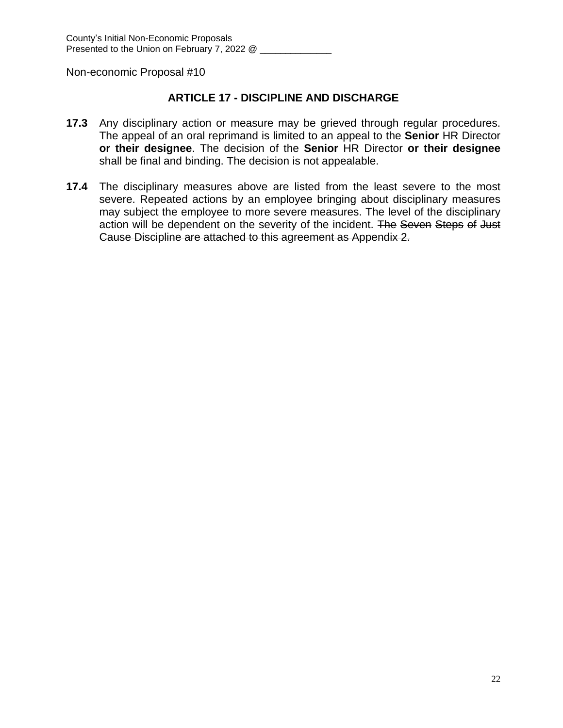Non-economic Proposal #10

## ARTICLE 17 - DISCIPLINE AND DISCHARGE

**17.3** Any disciplinary action or measure may be grieved through regular procedures. The appeal of an oral reprimand is limited to an appeal to the **Senior** HR Director **or their designee**. The decision of the **Senior** HR Director **or their designee** shall be final and binding. The decision is not appealable.

**17.4** The disciplinary measures above are listed from the least severe to the most severe. Repeated actions by an employee bringing about disciplinary measures may subject the employee to more severe measures. The level of the disciplinary action will be dependent on the severity of the incident. ~~The Seven Steps of Just Cause Discipline are attached to this agreement as Appendix 2.~~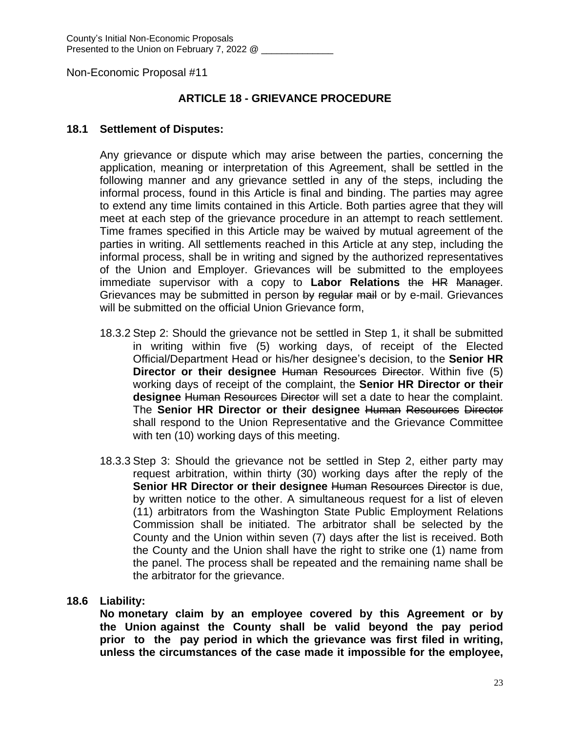County's Initial Non-Economic Proposals
Presented to the Union on February 7, 2022 @ ______________

Non-Economic Proposal #11

## ARTICLE 18 - GRIEVANCE PROCEDURE

### 18.1 Settlement of Disputes:

Any grievance or dispute which may arise between the parties, concerning the application, meaning or interpretation of this Agreement, shall be settled in the following manner and any grievance settled in any of the steps, including the informal process, found in this Article is final and binding. The parties may agree to extend any time limits contained in this Article. Both parties agree that they will meet at each step of the grievance procedure in an attempt to reach settlement. Time frames specified in this Article may be waived by mutual agreement of the parties in writing. All settlements reached in this Article at any step, including the informal process, shall be in writing and signed by the authorized representatives of the Union and Employer. Grievances will be submitted to the employees immediate supervisor with a copy to **Labor Relations** ~~the HR Manager~~. Grievances may be submitted in person ~~by regular mail~~ or by e-mail. Grievances will be submitted on the official Union Grievance form,

18.3.2 Step 2: Should the grievance not be settled in Step 1, it shall be submitted in writing within five (5) working days, of receipt of the Elected Official/Department Head or his/her designee's decision, to the **Senior HR Director or their designee** ~~Human Resources Director~~. Within five (5) working days of receipt of the complaint, the **Senior HR Director or their designee** ~~Human Resources Director~~ will set a date to hear the complaint. The **Senior HR Director or their designee** ~~Human Resources Director~~ shall respond to the Union Representative and the Grievance Committee with ten (10) working days of this meeting.

18.3.3 Step 3: Should the grievance not be settled in Step 2, either party may request arbitration, within thirty (30) working days after the reply of the **Senior HR Director or their designee** ~~Human Resources Director~~ is due, by written notice to the other. A simultaneous request for a list of eleven (11) arbitrators from the Washington State Public Employment Relations Commission shall be initiated. The arbitrator shall be selected by the County and the Union within seven (7) days after the list is received. Both the County and the Union shall have the right to strike one (1) name from the panel. The process shall be repeated and the remaining name shall be the arbitrator for the grievance.

### 18.6 Liability:

**No monetary claim by an employee covered by this Agreement or by the Union against the County shall be valid beyond the pay period prior to the pay period in which the grievance was first filed in writing, unless the circumstances of the case made it impossible for the employee,**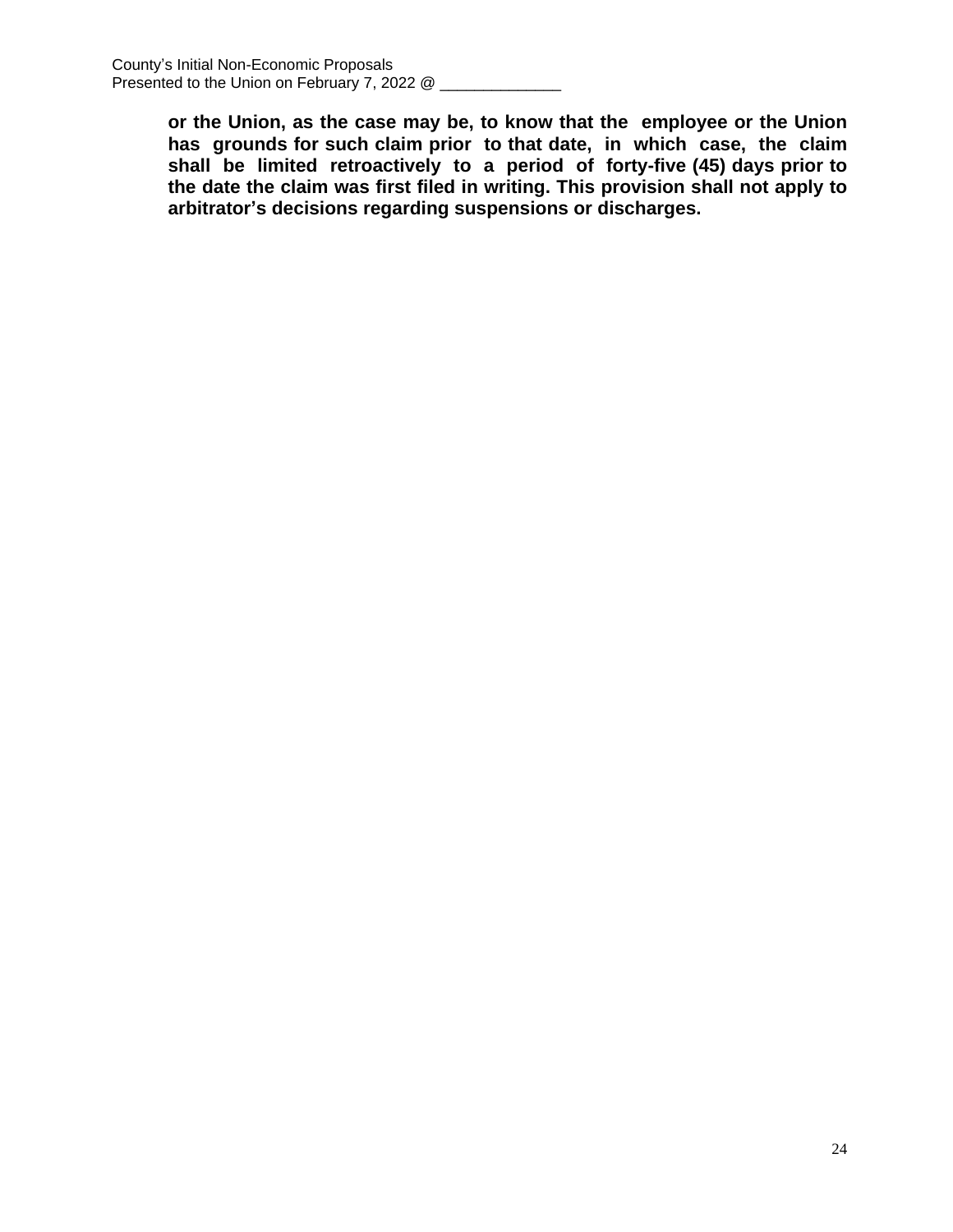**or the Union, as the case may be, to know that the employee or the Union has grounds for such claim prior to that date, in which case, the claim shall be limited retroactively to a period of forty-five (45) days prior to the date the claim was first filed in writing. This provision shall not apply to arbitrator's decisions regarding suspensions or discharges.**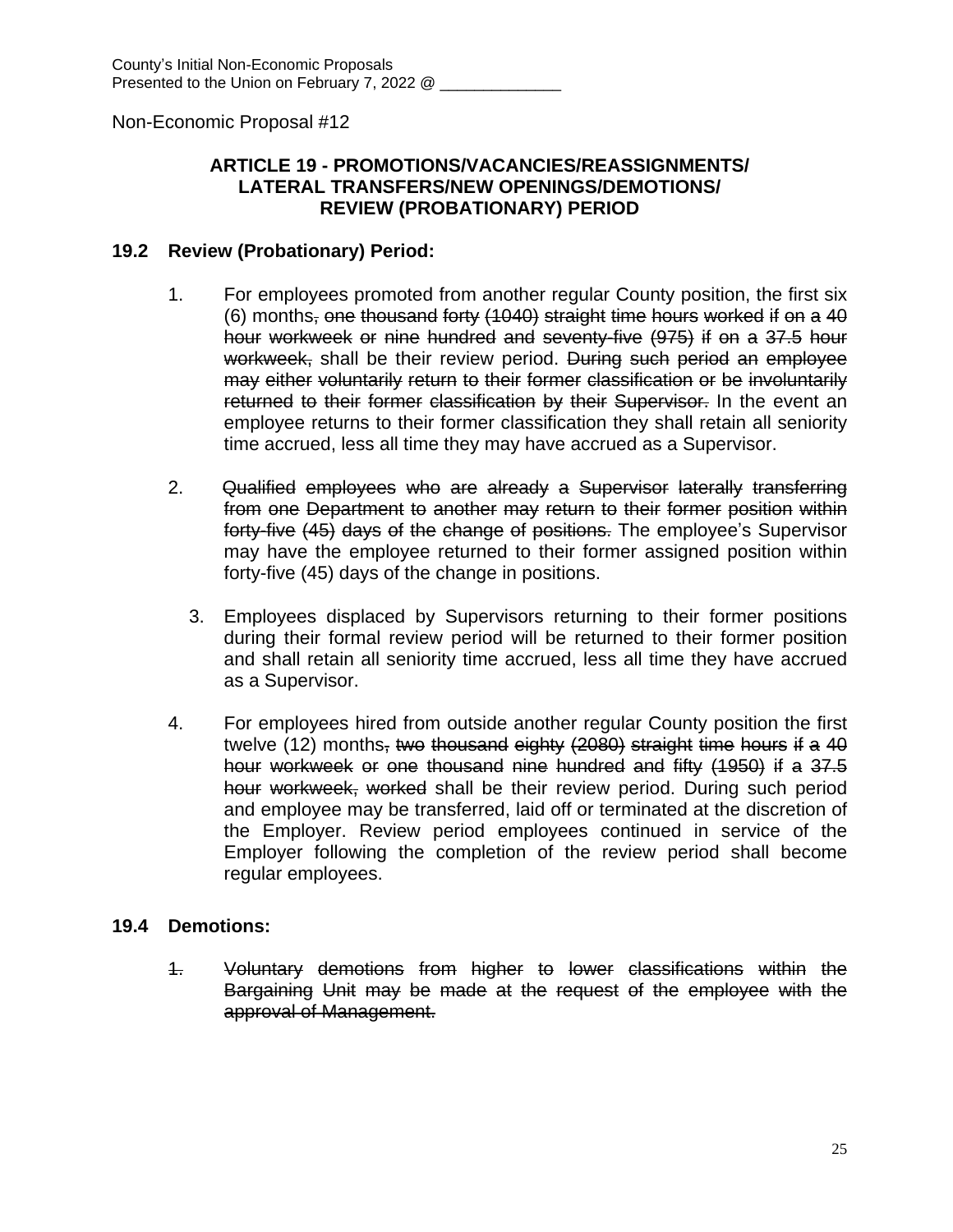County's Initial Non-Economic Proposals
Presented to the Union on February 7, 2022 @ ______________

Non-Economic Proposal #12

**ARTICLE 19 - PROMOTIONS/VACANCIES/REASSIGNMENTS/ LATERAL TRANSFERS/NEW OPENINGS/DEMOTIONS/ REVIEW (PROBATIONARY) PERIOD**

**19.2 Review (Probationary) Period:**

1. For employees promoted from another regular County position, the first six (6) months~~, one thousand forty (1040) straight time hours worked if on a 40 hour workweek or nine hundred and seventy-five (975) if on a 37.5 hour workweek,~~ shall be their review period. ~~During such period an employee may either voluntarily return to their former classification or be involuntarily returned to their former classification by their Supervisor.~~ In the event an employee returns to their former classification they shall retain all seniority time accrued, less all time they may have accrued as a Supervisor.

2. ~~Qualified employees who are already a Supervisor laterally transferring from one Department to another may return to their former position within forty-five (45) days of the change of positions.~~ The employee's Supervisor may have the employee returned to their former assigned position within forty-five (45) days of the change in positions.

3. Employees displaced by Supervisors returning to their former positions during their formal review period will be returned to their former position and shall retain all seniority time accrued, less all time they have accrued as a Supervisor.

4. For employees hired from outside another regular County position the first twelve (12) months~~, two thousand eighty (2080) straight time hours if a 40 hour workweek or one thousand nine hundred and fifty (1950) if a 37.5 hour workweek, worked~~ shall be their review period. During such period and employee may be transferred, laid off or terminated at the discretion of the Employer. Review period employees continued in service of the Employer following the completion of the review period shall become regular employees.

**19.4 Demotions:**

~~1. Voluntary demotions from higher to lower classifications within the Bargaining Unit may be made at the request of the employee with the approval of Management.~~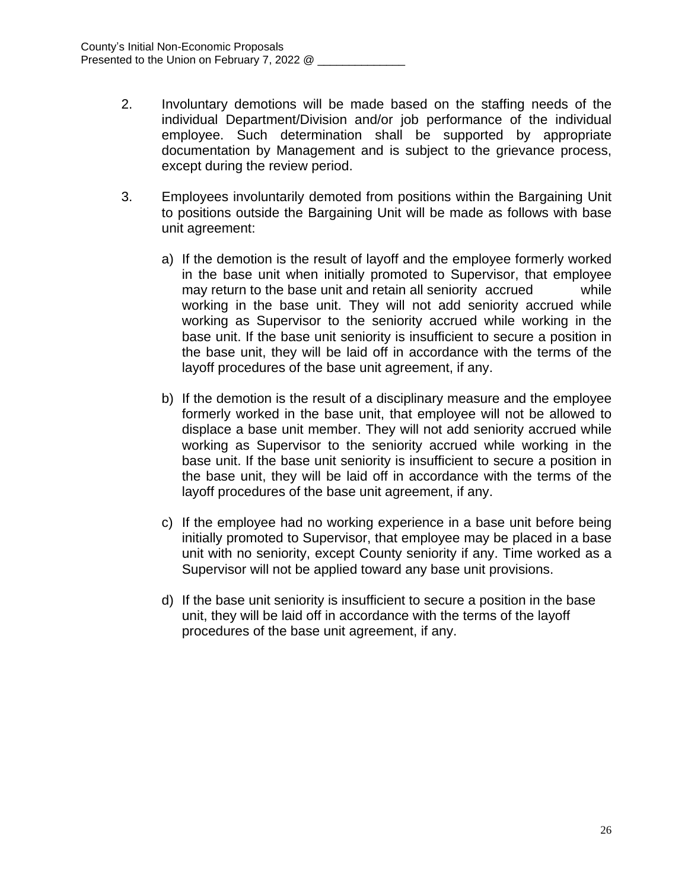2. Involuntary demotions will be made based on the staffing needs of the individual Department/Division and/or job performance of the individual employee. Such determination shall be supported by appropriate documentation by Management and is subject to the grievance process, except during the review period.

3. Employees involuntarily demoted from positions within the Bargaining Unit to positions outside the Bargaining Unit will be made as follows with base unit agreement:

   a) If the demotion is the result of layoff and the employee formerly worked in the base unit when initially promoted to Supervisor, that employee may return to the base unit and retain all seniority accrued while working in the base unit. They will not add seniority accrued while working as Supervisor to the seniority accrued while working in the base unit. If the base unit seniority is insufficient to secure a position in the base unit, they will be laid off in accordance with the terms of the layoff procedures of the base unit agreement, if any.

   b) If the demotion is the result of a disciplinary measure and the employee formerly worked in the base unit, that employee will not be allowed to displace a base unit member. They will not add seniority accrued while working as Supervisor to the seniority accrued while working in the base unit. If the base unit seniority is insufficient to secure a position in the base unit, they will be laid off in accordance with the terms of the layoff procedures of the base unit agreement, if any.

   c) If the employee had no working experience in a base unit before being initially promoted to Supervisor, that employee may be placed in a base unit with no seniority, except County seniority if any. Time worked as a Supervisor will not be applied toward any base unit provisions.

   d) If the base unit seniority is insufficient to secure a position in the base unit, they will be laid off in accordance with the terms of the layoff procedures of the base unit agreement, if any.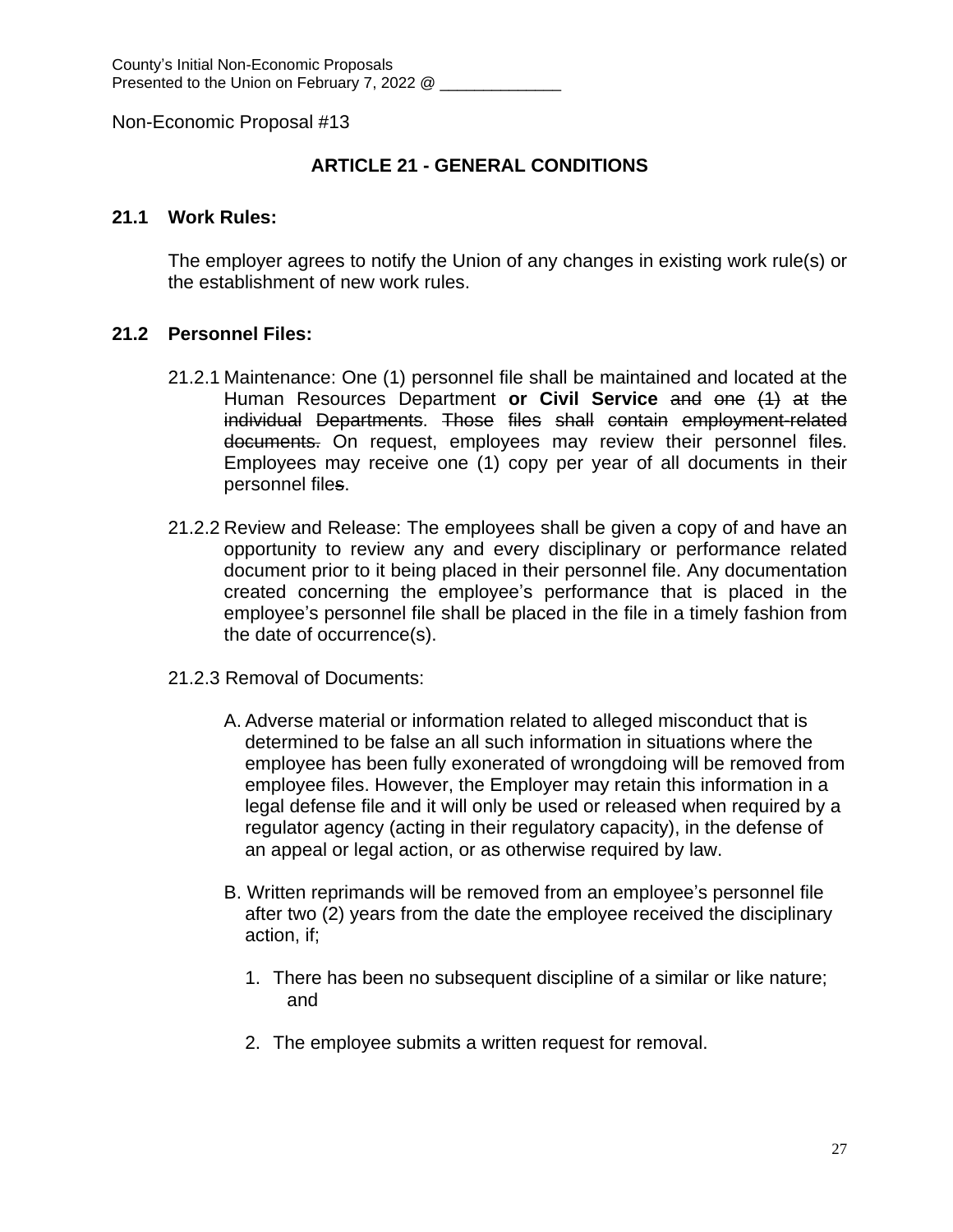Non-Economic Proposal #13

## ARTICLE 21 - GENERAL CONDITIONS

### 21.1 Work Rules:

The employer agrees to notify the Union of any changes in existing work rule(s) or the establishment of new work rules.

### 21.2 Personnel Files:

21.2.1 Maintenance: One (1) personnel file shall be maintained and located at the Human Resources Department **or Civil Service** ~~and one (1) at the individual Departments~~. ~~Those files shall contain employment-related documents.~~ On request, employees may review their personnel file~~s~~. Employees may receive one (1) copy per year of all documents in their personnel file~~s~~.

21.2.2 Review and Release: The employees shall be given a copy of and have an opportunity to review any and every disciplinary or performance related document prior to it being placed in their personnel file. Any documentation created concerning the employee's performance that is placed in the employee's personnel file shall be placed in the file in a timely fashion from the date of occurrence(s).

21.2.3 Removal of Documents:

A. Adverse material or information related to alleged misconduct that is determined to be false an all such information in situations where the employee has been fully exonerated of wrongdoing will be removed from employee files. However, the Employer may retain this information in a legal defense file and it will only be used or released when required by a regulator agency (acting in their regulatory capacity), in the defense of an appeal or legal action, or as otherwise required by law.

B. Written reprimands will be removed from an employee's personnel file after two (2) years from the date the employee received the disciplinary action, if;

1. There has been no subsequent discipline of a similar or like nature; and
2. The employee submits a written request for removal.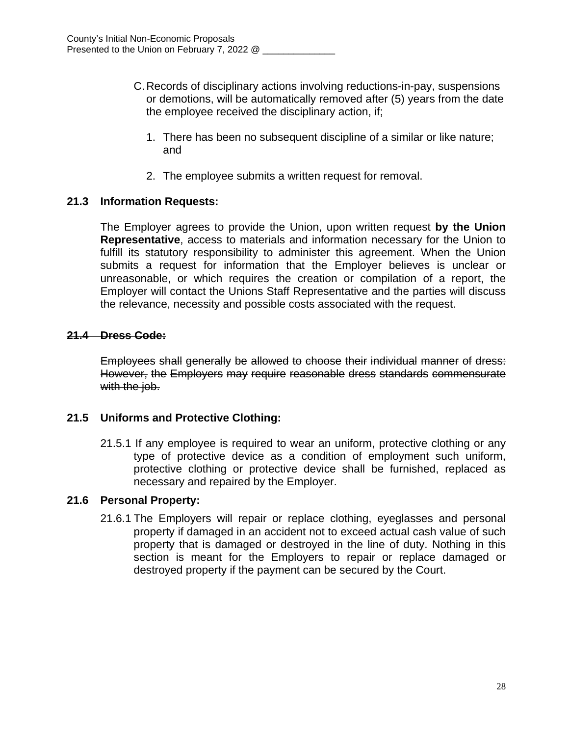C. Records of disciplinary actions involving reductions-in-pay, suspensions or demotions, will be automatically removed after (5) years from the date the employee received the disciplinary action, if;

   1. There has been no subsequent discipline of a similar or like nature; and

   2. The employee submits a written request for removal.

**21.3 Information Requests:**

The Employer agrees to provide the Union, upon written request **by the Union Representative**, access to materials and information necessary for the Union to fulfill its statutory responsibility to administer this agreement. When the Union submits a request for information that the Employer believes is unclear or unreasonable, or which requires the creation or compilation of a report, the Employer will contact the Unions Staff Representative and the parties will discuss the relevance, necessity and possible costs associated with the request.

~~**21.4 Dress Code:**~~

~~Employees shall generally be allowed to choose their individual manner of dress: However, the Employers may require reasonable dress standards commensurate with the job.~~

**21.5 Uniforms and Protective Clothing:**

21.5.1 If any employee is required to wear an uniform, protective clothing or any type of protective device as a condition of employment such uniform, protective clothing or protective device shall be furnished, replaced as necessary and repaired by the Employer.

**21.6 Personal Property:**

21.6.1 The Employers will repair or replace clothing, eyeglasses and personal property if damaged in an accident not to exceed actual cash value of such property that is damaged or destroyed in the line of duty. Nothing in this section is meant for the Employers to repair or replace damaged or destroyed property if the payment can be secured by the Court.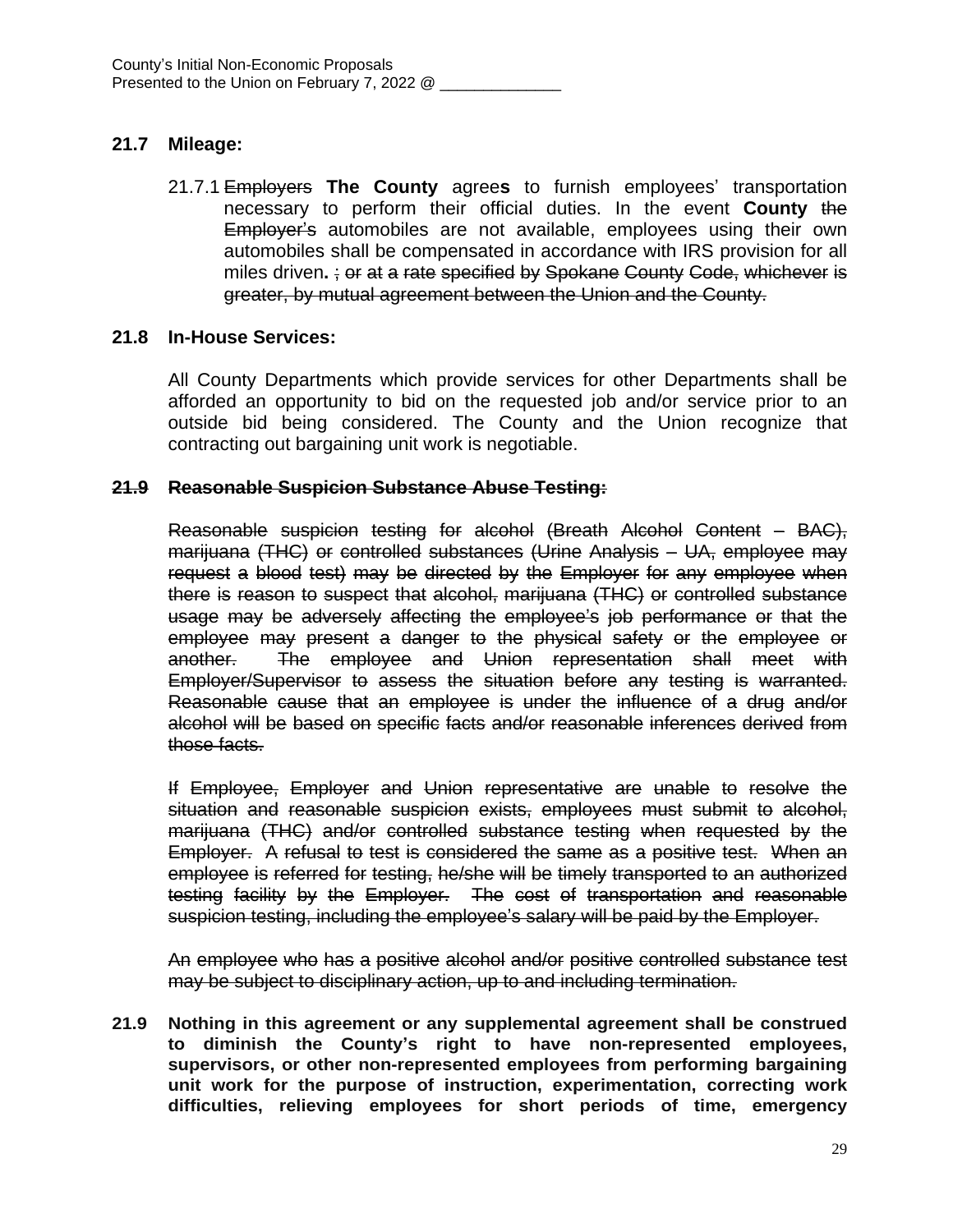## 21.7 Mileage:

21.7.1 ~~Employers~~ **The County** agree**s** to furnish employees' transportation necessary to perform their official duties. In the event **County** ~~the Employer's~~ automobiles are not available, employees using their own automobiles shall be compensated in accordance with IRS provision for all miles driven**.** ~~; or at a rate specified by Spokane County Code, whichever is greater, by mutual agreement between the Union and the County.~~

## 21.8 In-House Services:

All County Departments which provide services for other Departments shall be afforded an opportunity to bid on the requested job and/or service prior to an outside bid being considered. The County and the Union recognize that contracting out bargaining unit work is negotiable.

## ~~21.9 Reasonable Suspicion Substance Abuse Testing:~~

~~Reasonable suspicion testing for alcohol (Breath Alcohol Content – BAC), marijuana (THC) or controlled substances (Urine Analysis – UA, employee may request a blood test) may be directed by the Employer for any employee when there is reason to suspect that alcohol, marijuana (THC) or controlled substance usage may be adversely affecting the employee's job performance or that the employee may present a danger to the physical safety or the employee or another. The employee and Union representation shall meet with Employer/Supervisor to assess the situation before any testing is warranted. Reasonable cause that an employee is under the influence of a drug and/or alcohol will be based on specific facts and/or reasonable inferences derived from those facts.~~

~~If Employee, Employer and Union representative are unable to resolve the situation and reasonable suspicion exists, employees must submit to alcohol, marijuana (THC) and/or controlled substance testing when requested by the Employer. A refusal to test is considered the same as a positive test. When an employee is referred for testing, he/she will be timely transported to an authorized testing facility by the Employer. The cost of transportation and reasonable suspicion testing, including the employee's salary will be paid by the Employer.~~

~~An employee who has a positive alcohol and/or positive controlled substance test may be subject to disciplinary action, up to and including termination.~~

**21.9 Nothing in this agreement or any supplemental agreement shall be construed to diminish the County's right to have non-represented employees, supervisors, or other non-represented employees from performing bargaining unit work for the purpose of instruction, experimentation, correcting work difficulties, relieving employees for short periods of time, emergency**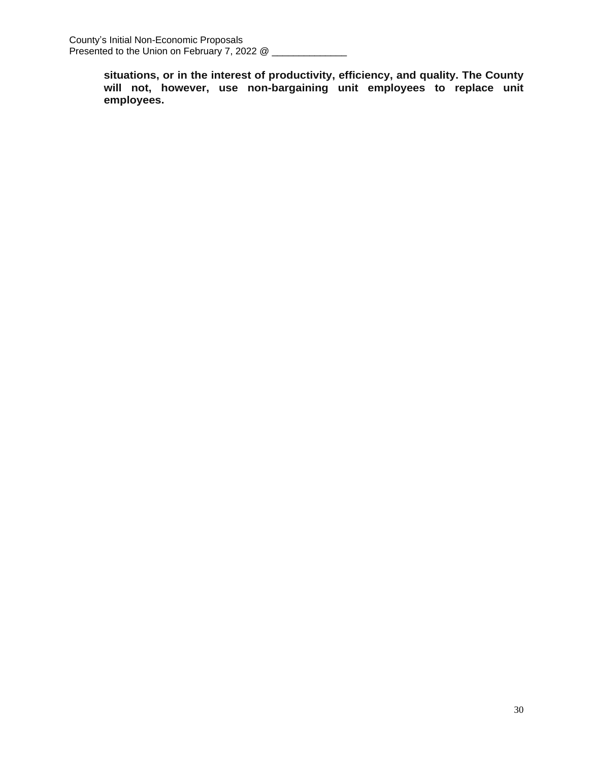**situations, or in the interest of productivity, efficiency, and quality. The County will not, however, use non-bargaining unit employees to replace unit employees.**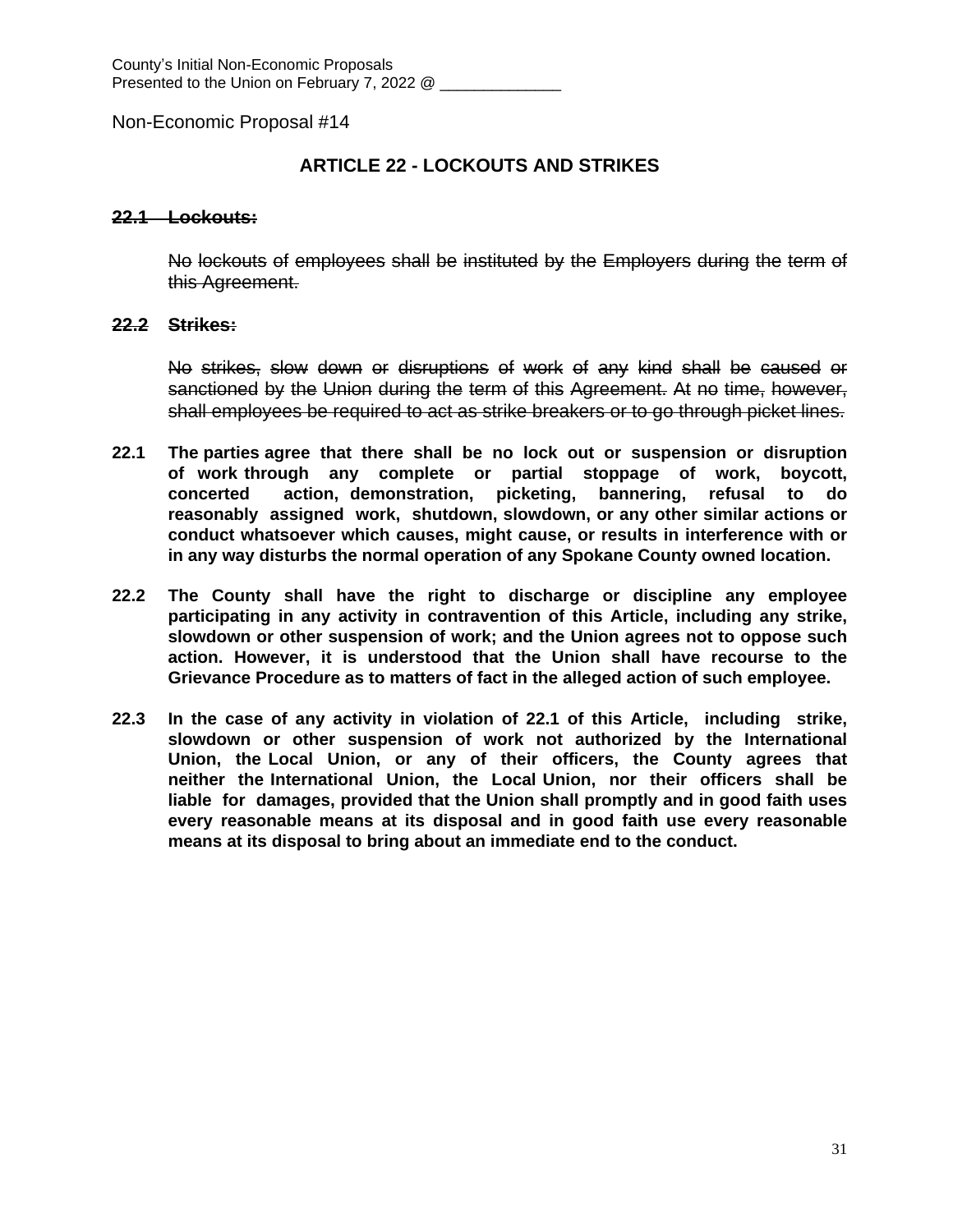County's Initial Non-Economic Proposals
Presented to the Union on February 7, 2022 @ ______________

Non-Economic Proposal #14

## ARTICLE 22 - LOCKOUTS AND STRIKES

~~**22.1 Lockouts:**~~

~~No lockouts of employees shall be instituted by the Employers during the term of this Agreement.~~

~~**22.2 Strikes:**~~

~~No strikes, slow down or disruptions of work of any kind shall be caused or sanctioned by the Union during the term of this Agreement. At no time, however, shall employees be required to act as strike breakers or to go through picket lines.~~

**22.1 The parties agree that there shall be no lock out or suspension or disruption of work through any complete or partial stoppage of work, boycott, concerted action, demonstration, picketing, bannering, refusal to do reasonably assigned work, shutdown, slowdown, or any other similar actions or conduct whatsoever which causes, might cause, or results in interference with or in any way disturbs the normal operation of any Spokane County owned location.**

**22.2 The County shall have the right to discharge or discipline any employee participating in any activity in contravention of this Article, including any strike, slowdown or other suspension of work; and the Union agrees not to oppose such action. However, it is understood that the Union shall have recourse to the Grievance Procedure as to matters of fact in the alleged action of such employee.**

**22.3 In the case of any activity in violation of 22.1 of this Article, including strike, slowdown or other suspension of work not authorized by the International Union, the Local Union, or any of their officers, the County agrees that neither the International Union, the Local Union, nor their officers shall be liable for damages, provided that the Union shall promptly and in good faith uses every reasonable means at its disposal and in good faith use every reasonable means at its disposal to bring about an immediate end to the conduct.**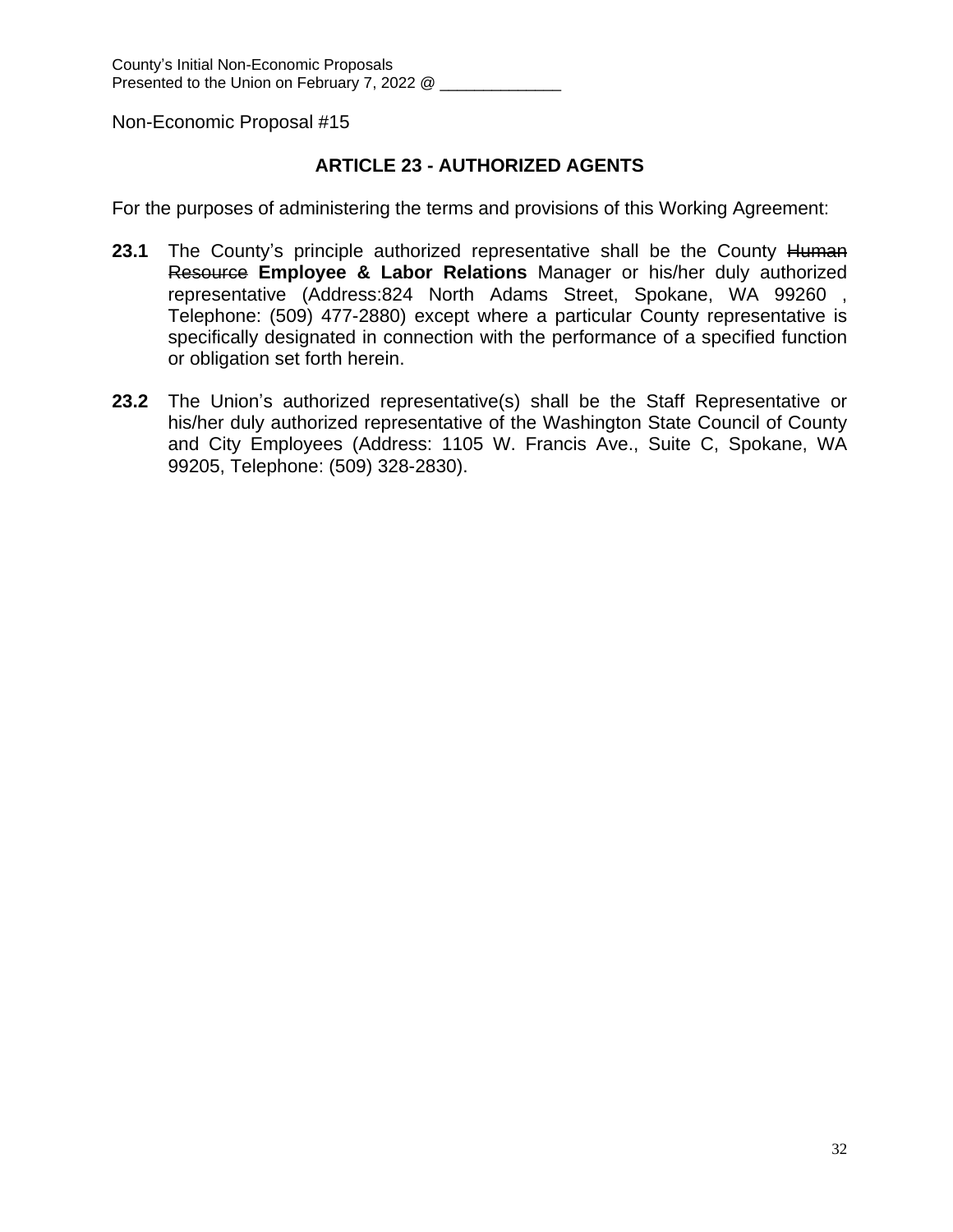Non-Economic Proposal #15

## ARTICLE 23 - AUTHORIZED AGENTS

For the purposes of administering the terms and provisions of this Working Agreement:

**23.1** The County's principle authorized representative shall be the County ~~Human Resource~~ **Employee & Labor Relations** Manager or his/her duly authorized representative (Address:824 North Adams Street, Spokane, WA 99260 , Telephone: (509) 477-2880) except where a particular County representative is specifically designated in connection with the performance of a specified function or obligation set forth herein.

**23.2** The Union's authorized representative(s) shall be the Staff Representative or his/her duly authorized representative of the Washington State Council of County and City Employees (Address: 1105 W. Francis Ave., Suite C, Spokane, WA 99205, Telephone: (509) 328-2830).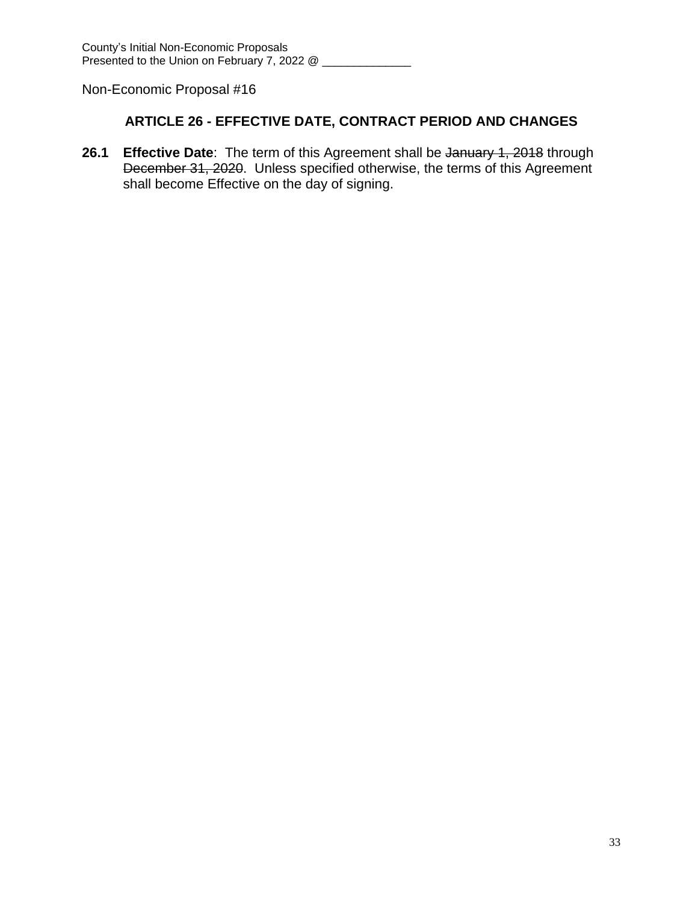County's Initial Non-Economic Proposals
Presented to the Union on February 7, 2022 @ ______________

Non-Economic Proposal #16

## ARTICLE 26 - EFFECTIVE DATE, CONTRACT PERIOD AND CHANGES

**26.1 Effective Date**: The term of this Agreement shall be ~~January 1, 2018~~ through ~~December 31, 2020~~. Unless specified otherwise, the terms of this Agreement shall become Effective on the day of signing.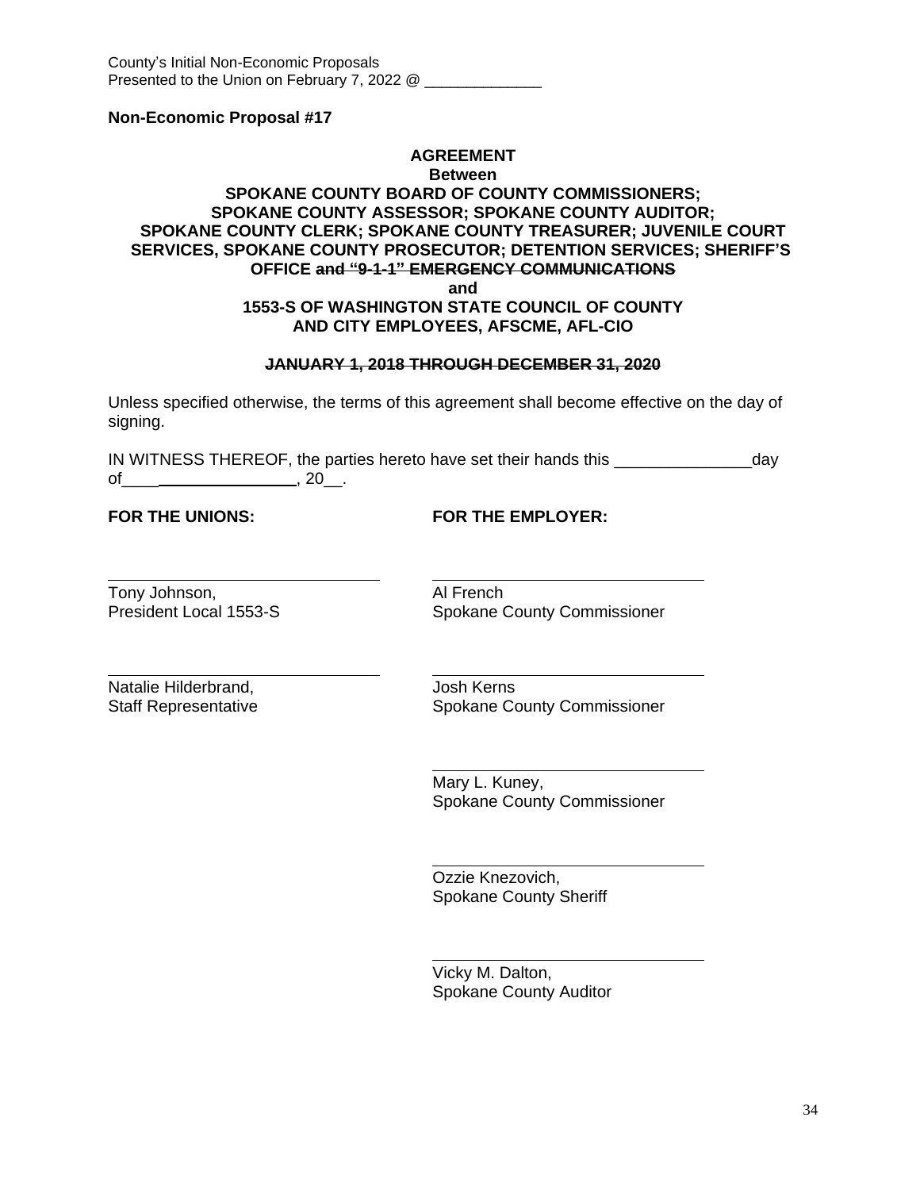County's Initial Non-Economic Proposals
Presented to the Union on February 7, 2022 @ ______________

**Non-Economic Proposal #17**

**AGREEMENT**
**Between**
**SPOKANE COUNTY BOARD OF COUNTY COMMISSIONERS; SPOKANE COUNTY ASSESSOR; SPOKANE COUNTY AUDITOR; SPOKANE COUNTY CLERK; SPOKANE COUNTY TREASURER; JUVENILE COURT SERVICES, SPOKANE COUNTY PROSECUTOR; DETENTION SERVICES; SHERIFF'S OFFICE ~~and "9-1-1" EMERGENCY COMMUNICATIONS~~**
**and**
**1553-S OF WASHINGTON STATE COUNCIL OF COUNTY AND CITY EMPLOYEES, AFSCME, AFL-CIO**

**~~JANUARY 1, 2018 THROUGH DECEMBER 31, 2020~~**

Unless specified otherwise, the terms of this agreement shall become effective on the day of signing.

IN WITNESS THEREOF, the parties hereto have set their hands this _______________day of____________________, 20__.

**FOR THE UNIONS:**

_____________________________
Tony Johnson,
President Local 1553-S

_____________________________
Natalie Hilderbrand,
Staff Representative

**FOR THE EMPLOYER:**

_____________________________
Al French
Spokane County Commissioner

_____________________________
Josh Kerns
Spokane County Commissioner

_____________________________
Mary L. Kuney,
Spokane County Commissioner

_____________________________
Ozzie Knezovich,
Spokane County Sheriff

_____________________________
Vicky M. Dalton,
Spokane County Auditor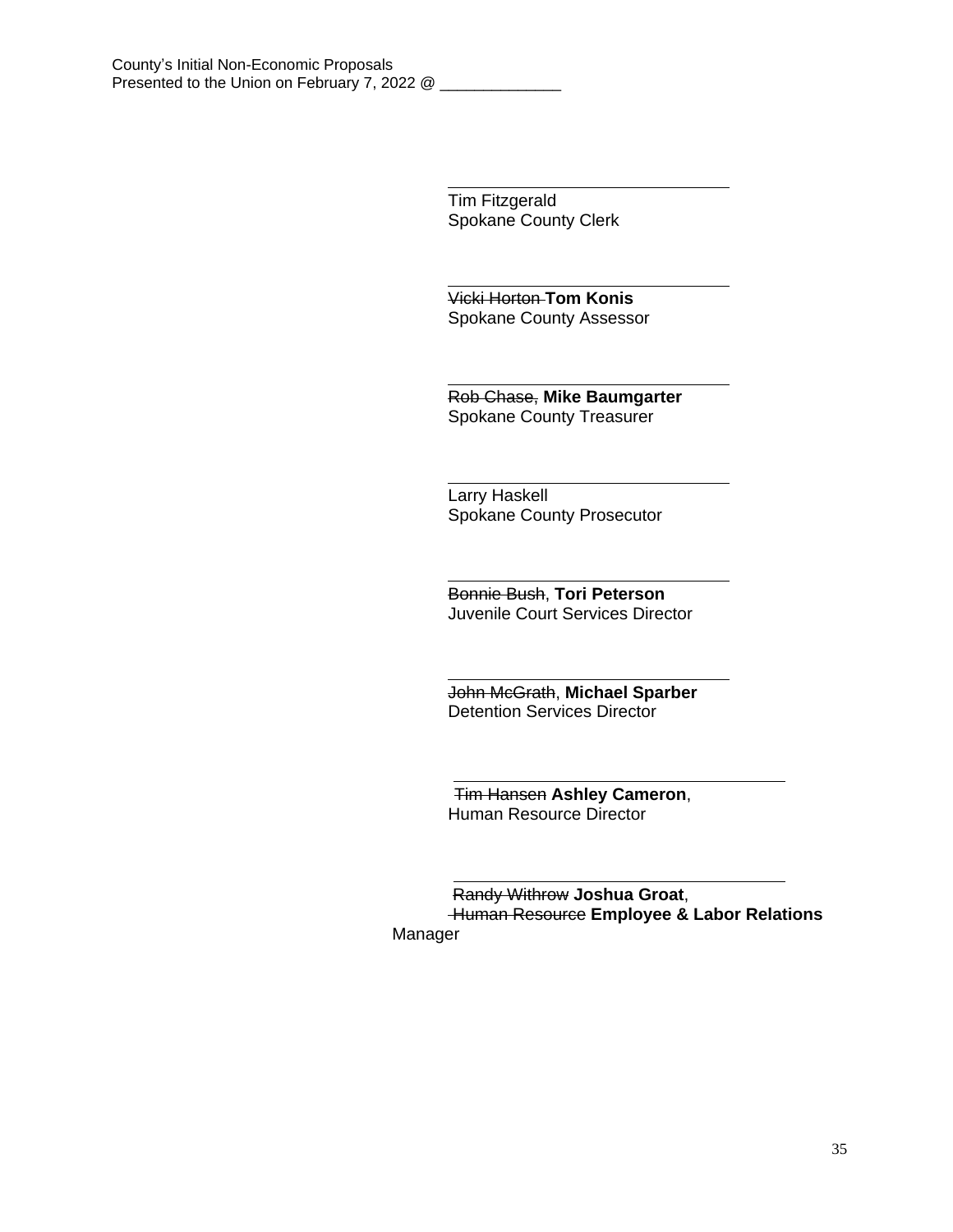County's Initial Non-Economic Proposals
Presented to the Union on February 7, 2022 @ ______________

\_\_\_\_\_\_\_\_\_\_\_\_\_\_\_\_\_\_\_\_\_\_\_\_\_\_\_\_\_\_
Tim Fitzgerald
Spokane County Clerk

\_\_\_\_\_\_\_\_\_\_\_\_\_\_\_\_\_\_\_\_\_\_\_\_\_\_\_\_\_\_
~~Vicki Horton~~ **Tom Konis**
Spokane County Assessor

\_\_\_\_\_\_\_\_\_\_\_\_\_\_\_\_\_\_\_\_\_\_\_\_\_\_\_\_\_\_
~~Rob Chase,~~ **Mike Baumgarter**
Spokane County Treasurer

\_\_\_\_\_\_\_\_\_\_\_\_\_\_\_\_\_\_\_\_\_\_\_\_\_\_\_\_\_\_
Larry Haskell
Spokane County Prosecutor

\_\_\_\_\_\_\_\_\_\_\_\_\_\_\_\_\_\_\_\_\_\_\_\_\_\_\_\_\_\_
~~Bonnie Bush~~, **Tori Peterson**
Juvenile Court Services Director

\_\_\_\_\_\_\_\_\_\_\_\_\_\_\_\_\_\_\_\_\_\_\_\_\_\_\_\_\_\_
~~John McGrath~~, **Michael Sparber**
Detention Services Director

\_\_\_\_\_\_\_\_\_\_\_\_\_\_\_\_\_\_\_\_\_\_\_\_\_\_\_\_\_\_
~~Tim Hansen~~ **Ashley Cameron**,
Human Resource Director

\_\_\_\_\_\_\_\_\_\_\_\_\_\_\_\_\_\_\_\_\_\_\_\_\_\_\_\_\_\_
~~Randy Withrow~~ **Joshua Groat**,
~~Human Resource~~ **Employee & Labor Relations** Manager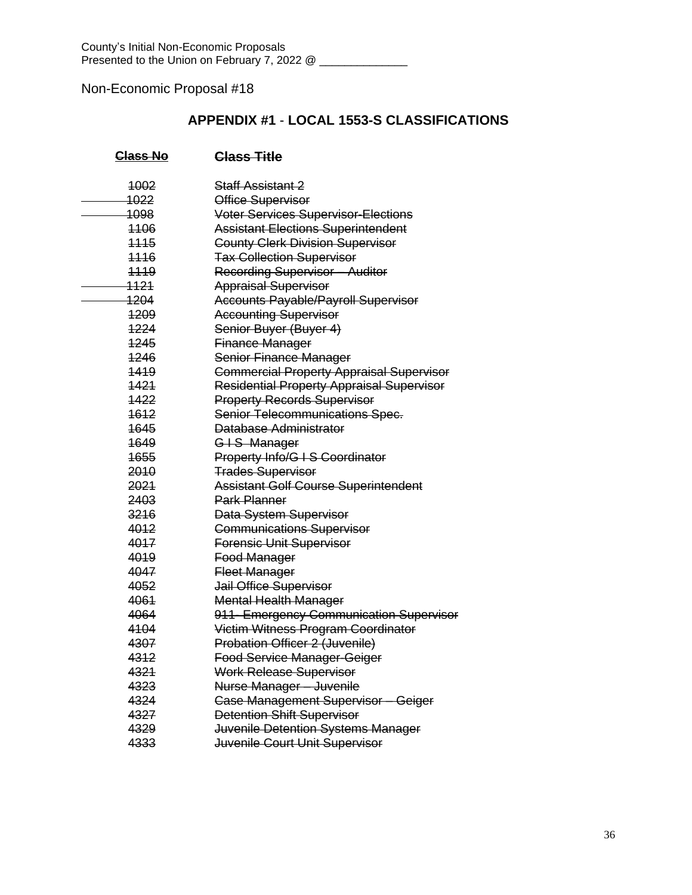County's Initial Non-Economic Proposals
Presented to the Union on February 7, 2022 @ ______________

Non-Economic Proposal #18

## APPENDIX #1 - LOCAL 1553-S CLASSIFICATIONS

| ~~Class No~~ | ~~Class Title~~ |
|---|---|
| ~~1002~~ | ~~Staff Assistant 2~~ |
| ~~1022~~ | ~~Office Supervisor~~ |
| ~~1098~~ | ~~Voter Services Supervisor-Elections~~ |
| ~~1106~~ | ~~Assistant Elections Superintendent~~ |
| ~~1115~~ | ~~County Clerk Division Supervisor~~ |
| ~~1116~~ | ~~Tax Collection Supervisor~~ |
| ~~1119~~ | ~~Recording Supervisor – Auditor~~ |
| ~~1121~~ | ~~Appraisal Supervisor~~ |
| ~~1204~~ | ~~Accounts Payable/Payroll Supervisor~~ |
| ~~1209~~ | ~~Accounting Supervisor~~ |
| ~~1224~~ | ~~Senior Buyer (Buyer 4)~~ |
| ~~1245~~ | ~~Finance Manager~~ |
| ~~1246~~ | ~~Senior Finance Manager~~ |
| ~~1419~~ | ~~Commercial Property Appraisal Supervisor~~ |
| ~~1421~~ | ~~Residential Property Appraisal Supervisor~~ |
| ~~1422~~ | ~~Property Records Supervisor~~ |
| ~~1612~~ | ~~Senior Telecommunications Spec.~~ |
| ~~1645~~ | ~~Database Administrator~~ |
| ~~1649~~ | ~~G I S Manager~~ |
| ~~1655~~ | ~~Property Info/G I S Coordinator~~ |
| ~~2010~~ | ~~Trades Supervisor~~ |
| ~~2021~~ | ~~Assistant Golf Course Superintendent~~ |
| ~~2403~~ | ~~Park Planner~~ |
| ~~3216~~ | ~~Data System Supervisor~~ |
| ~~4012~~ | ~~Communications Supervisor~~ |
| ~~4017~~ | ~~Forensic Unit Supervisor~~ |
| ~~4019~~ | ~~Food Manager~~ |
| ~~4047~~ | ~~Fleet Manager~~ |
| ~~4052~~ | ~~Jail Office Supervisor~~ |
| ~~4061~~ | ~~Mental Health Manager~~ |
| ~~4064~~ | ~~911- Emergency Communication Supervisor~~ |
| ~~4104~~ | ~~Victim Witness Program Coordinator~~ |
| ~~4307~~ | ~~Probation Officer 2 (Juvenile)~~ |
| ~~4312~~ | ~~Food Service Manager-Geiger~~ |
| ~~4321~~ | ~~Work Release Supervisor~~ |
| ~~4323~~ | ~~Nurse Manager – Juvenile~~ |
| ~~4324~~ | ~~Case Management Supervisor – Geiger~~ |
| ~~4327~~ | ~~Detention Shift Supervisor~~ |
| ~~4329~~ | ~~Juvenile Detention Systems Manager~~ |
| ~~4333~~ | ~~Juvenile Court Unit Supervisor~~ |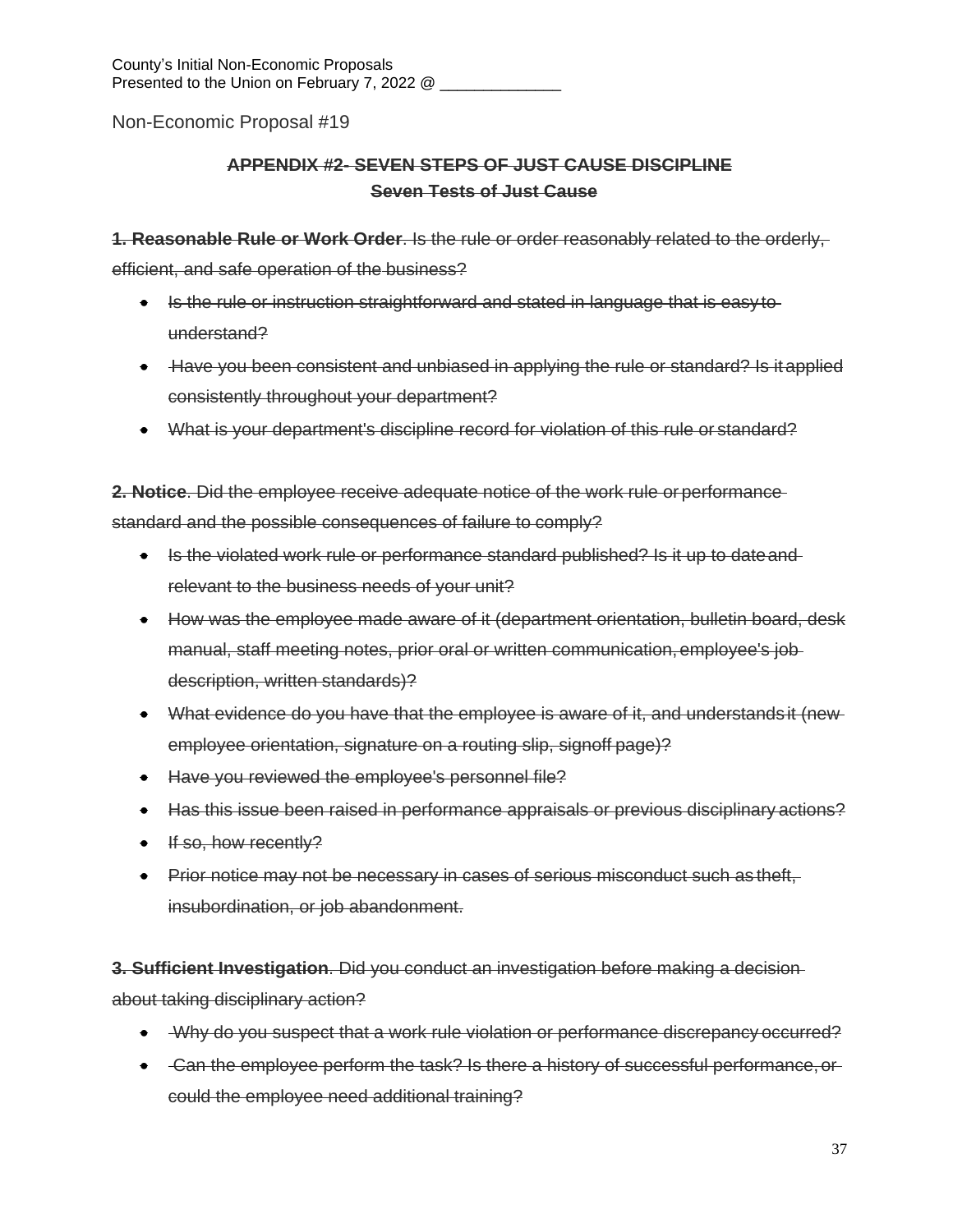County's Initial Non-Economic Proposals
Presented to the Union on February 7, 2022 @ ______________

Non-Economic Proposal #19

**~~APPENDIX #2- SEVEN STEPS OF JUST CAUSE DISCIPLINE~~**
**~~Seven Tests of Just Cause~~**

~~**1. Reasonable Rule or Work Order**. Is the rule or order reasonably related to the orderly, efficient, and safe operation of the business?~~

- ~~Is the rule or instruction straightforward and stated in language that is easy to understand?~~
- ~~Have you been consistent and unbiased in applying the rule or standard? Is it applied consistently throughout your department?~~
- ~~What is your department's discipline record for violation of this rule or standard?~~

~~**2. Notice**. Did the employee receive adequate notice of the work rule or performance standard and the possible consequences of failure to comply?~~

- ~~Is the violated work rule or performance standard published? Is it up to date and relevant to the business needs of your unit?~~
- ~~How was the employee made aware of it (department orientation, bulletin board, desk manual, staff meeting notes, prior oral or written communication, employee's job description, written standards)?~~
- ~~What evidence do you have that the employee is aware of it, and understands it (new employee orientation, signature on a routing slip, signoff page)?~~
- ~~Have you reviewed the employee's personnel file?~~
- ~~Has this issue been raised in performance appraisals or previous disciplinary actions?~~
- ~~If so, how recently?~~
- ~~Prior notice may not be necessary in cases of serious misconduct such as theft, insubordination, or job abandonment.~~

~~**3. Sufficient Investigation**. Did you conduct an investigation before making a decision about taking disciplinary action?~~

- ~~Why do you suspect that a work rule violation or performance discrepancy occurred?~~
- ~~Can the employee perform the task? Is there a history of successful performance, or could the employee need additional training?~~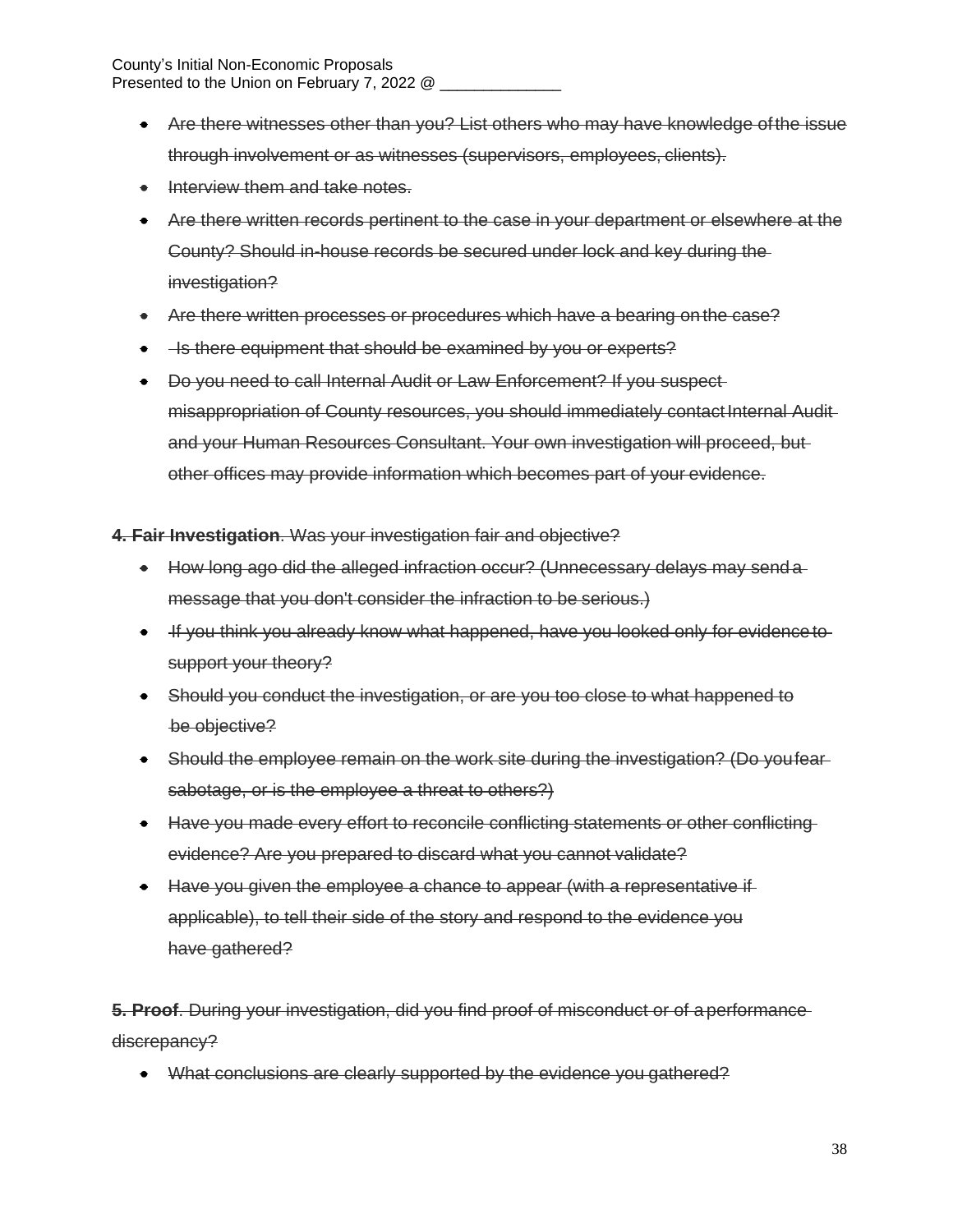- ~~Are there witnesses other than you? List others who may have knowledge of the issue through involvement or as witnesses (supervisors, employees, clients).~~
- ~~Interview them and take notes.~~
- ~~Are there written records pertinent to the case in your department or elsewhere at the County? Should in-house records be secured under lock and key during the investigation?~~
- ~~Are there written processes or procedures which have a bearing on the case?~~
- ~~Is there equipment that should be examined by you or experts?~~
- ~~Do you need to call Internal Audit or Law Enforcement? If you suspect misappropriation of County resources, you should immediately contact Internal Audit and your Human Resources Consultant. Your own investigation will proceed, but other offices may provide information which becomes part of your evidence.~~

~~**4. Fair Investigation**. Was your investigation fair and objective?~~

- ~~How long ago did the alleged infraction occur? (Unnecessary delays may send a message that you don't consider the infraction to be serious.)~~
- ~~If you think you already know what happened, have you looked only for evidence to support your theory?~~
- ~~Should you conduct the investigation, or are you too close to what happened to be objective?~~
- ~~Should the employee remain on the work site during the investigation? (Do you fear sabotage, or is the employee a threat to others?)~~
- ~~Have you made every effort to reconcile conflicting statements or other conflicting evidence? Are you prepared to discard what you cannot validate?~~
- ~~Have you given the employee a chance to appear (with a representative if applicable), to tell their side of the story and respond to the evidence you have gathered?~~

~~**5. Proof**. During your investigation, did you find proof of misconduct or of a performance discrepancy?~~

- ~~What conclusions are clearly supported by the evidence you gathered?~~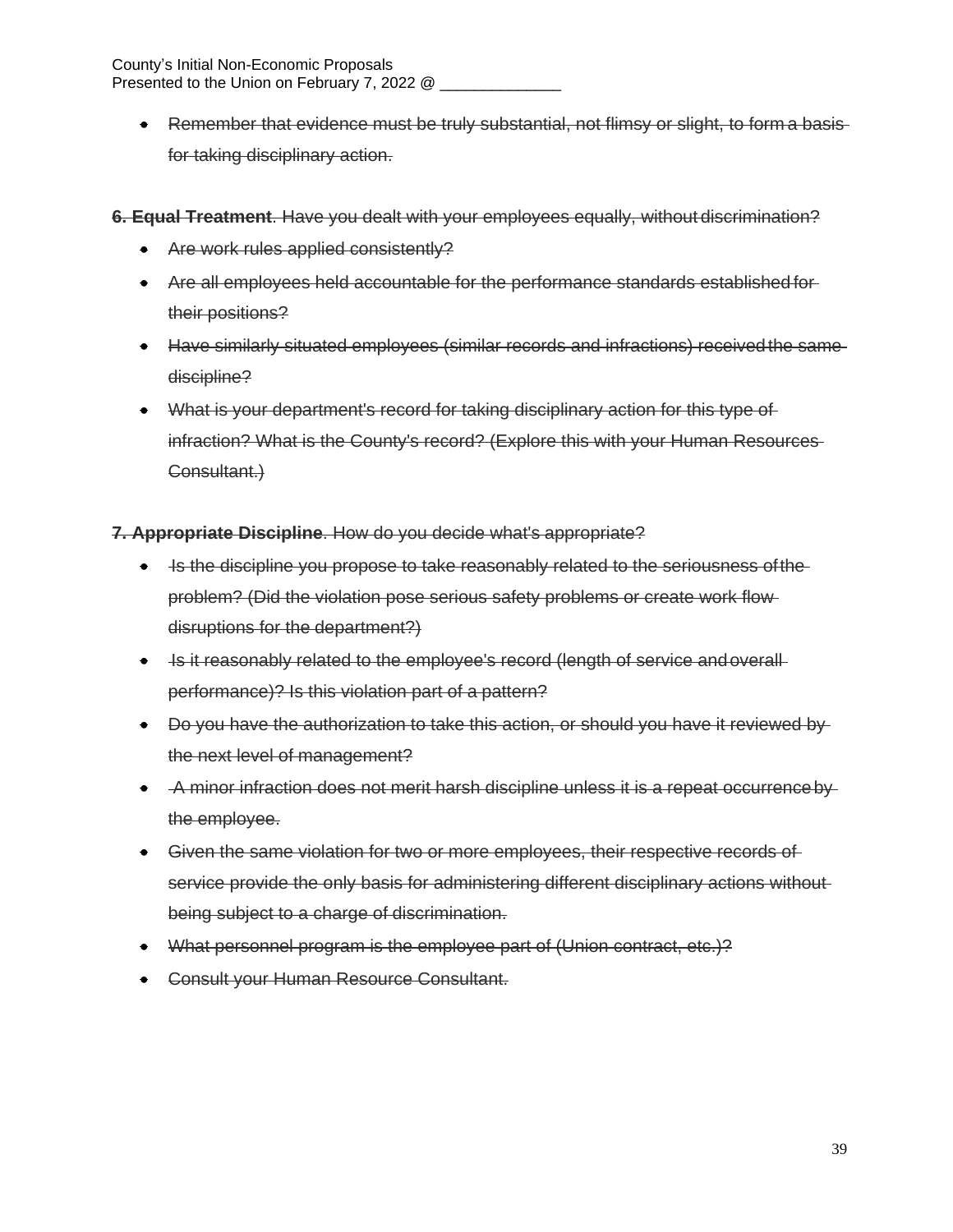- ~~Remember that evidence must be truly substantial, not flimsy or slight, to form a basis for taking disciplinary action.~~

~~**6. Equal Treatment**. Have you dealt with your employees equally, without discrimination?~~

- ~~Are work rules applied consistently?~~
- ~~Are all employees held accountable for the performance standards established for their positions?~~
- ~~Have similarly situated employees (similar records and infractions) received the same discipline?~~
- ~~What is your department's record for taking disciplinary action for this type of infraction? What is the County's record? (Explore this with your Human Resources Consultant.)~~

~~**7. Appropriate Discipline**. How do you decide what's appropriate?~~

- ~~Is the discipline you propose to take reasonably related to the seriousness of the problem? (Did the violation pose serious safety problems or create work flow disruptions for the department?)~~
- ~~Is it reasonably related to the employee's record (length of service and overall performance)? Is this violation part of a pattern?~~
- ~~Do you have the authorization to take this action, or should you have it reviewed by the next level of management?~~
- ~~A minor infraction does not merit harsh discipline unless it is a repeat occurrence by the employee.~~
- ~~Given the same violation for two or more employees, their respective records of service provide the only basis for administering different disciplinary actions without being subject to a charge of discrimination.~~
- ~~What personnel program is the employee part of (Union contract, etc.)?~~
- ~~Consult your Human Resource Consultant.~~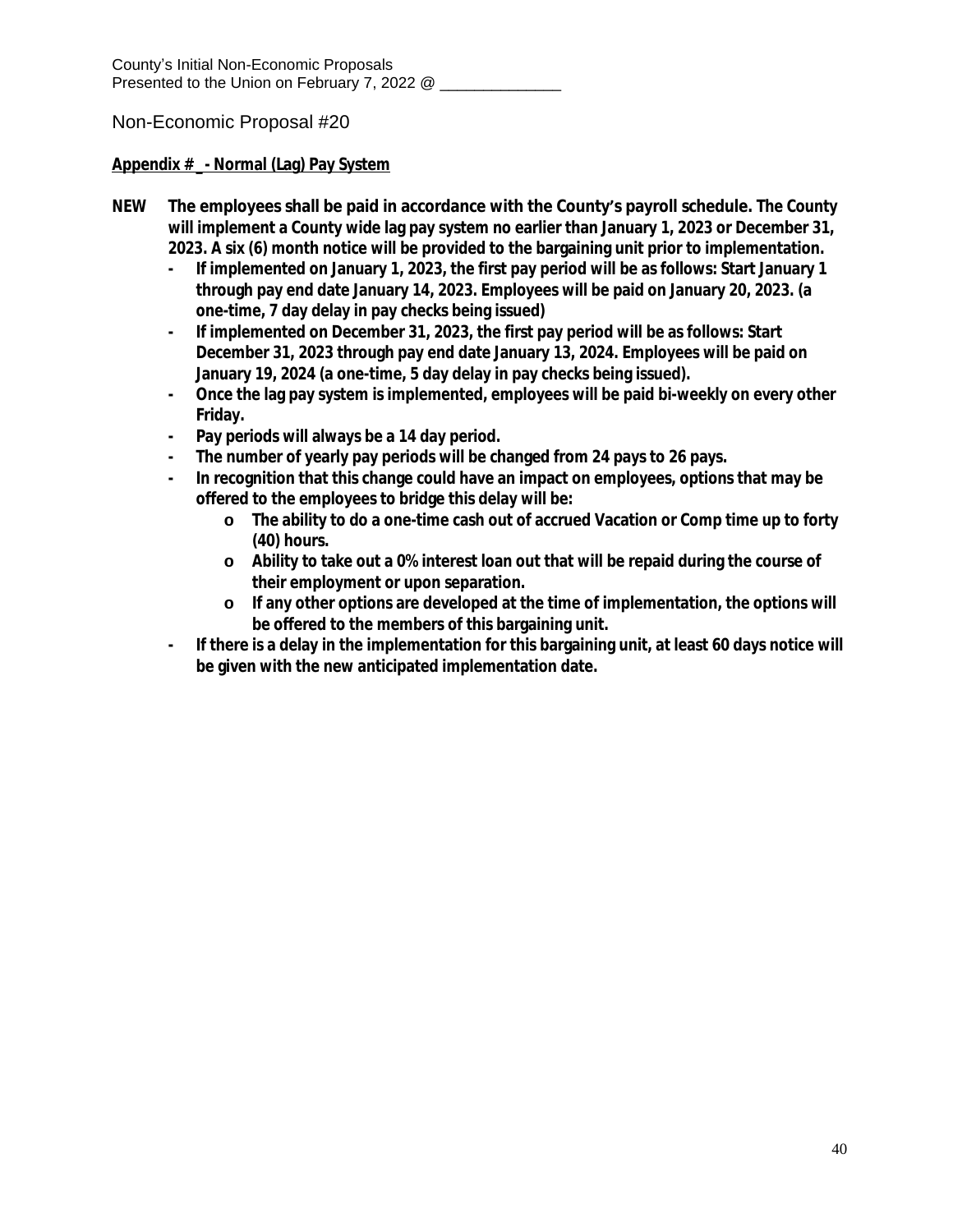County's Initial Non-Economic Proposals
Presented to the Union on February 7, 2022 @ ______________

Non-Economic Proposal #20

**Appendix # _ - Normal (Lag) Pay System**

**NEW** **The employees shall be paid in accordance with the County's payroll schedule. The County will implement a County wide lag pay system no earlier than January 1, 2023 or December 31, 2023. A six (6) month notice will be provided to the bargaining unit prior to implementation.**

- **If implemented on January 1, 2023, the first pay period will be as follows: Start January 1 through pay end date January 14, 2023. Employees will be paid on January 20, 2023. (a one-time, 7 day delay in pay checks being issued)**
- **If implemented on December 31, 2023, the first pay period will be as follows: Start December 31, 2023 through pay end date January 13, 2024. Employees will be paid on January 19, 2024 (a one-time, 5 day delay in pay checks being issued).**
- **Once the lag pay system is implemented, employees will be paid bi-weekly on every other Friday.**
- **Pay periods will always be a 14 day period.**
- **The number of yearly pay periods will be changed from 24 pays to 26 pays.**
- **In recognition that this change could have an impact on employees, options that may be offered to the employees to bridge this delay will be:**
    - **The ability to do a one-time cash out of accrued Vacation or Comp time up to forty (40) hours.**
    - **Ability to take out a 0% interest loan out that will be repaid during the course of their employment or upon separation.**
    - **If any other options are developed at the time of implementation, the options will be offered to the members of this bargaining unit.**
- **If there is a delay in the implementation for this bargaining unit, at least 60 days notice will be given with the new anticipated implementation date.**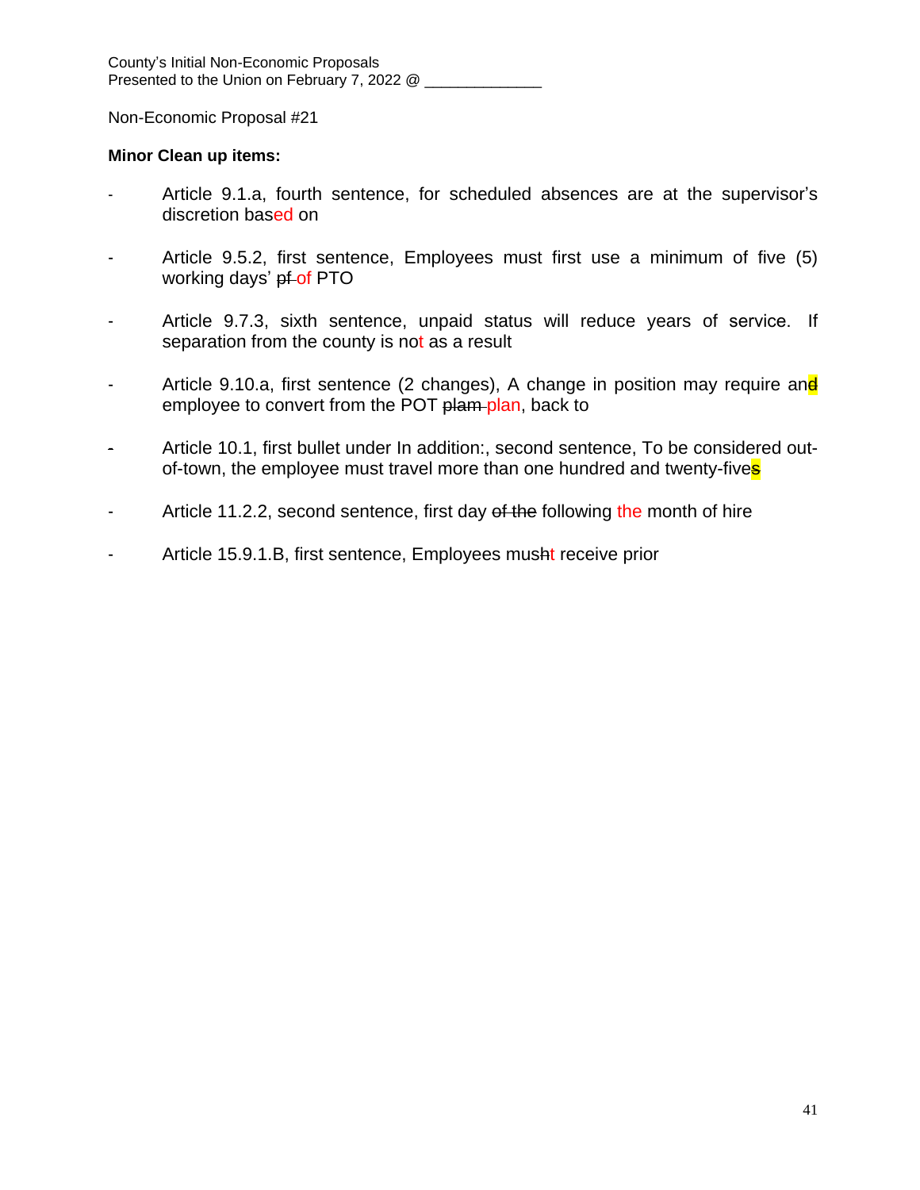County's Initial Non-Economic Proposals
Presented to the Union on February 7, 2022 @ ______________

Non-Economic Proposal #21

**Minor Clean up items:**

- Article 9.1.a, fourth sentence, for scheduled absences are at the supervisor's discretion based on
- Article 9.5.2, first sentence, Employees must first use a minimum of five (5) working days' ~~pf~~ of PTO
- Article 9.7.3, sixth sentence, unpaid status will reduce years of service. If separation from the county is not as a result
- Article 9.10.a, first sentence (2 changes), A change in position may require an~~d~~ employee to convert from the POT ~~plam~~ plan, back to
- Article 10.1, first bullet under In addition:, second sentence, To be considered out-of-town, the employee must travel more than one hundred and twenty-five~~s~~
- Article 11.2.2, second sentence, first day ~~of the~~ following the month of hire
- Article 15.9.1.B, first sentence, Employees mus~~h~~t receive prior